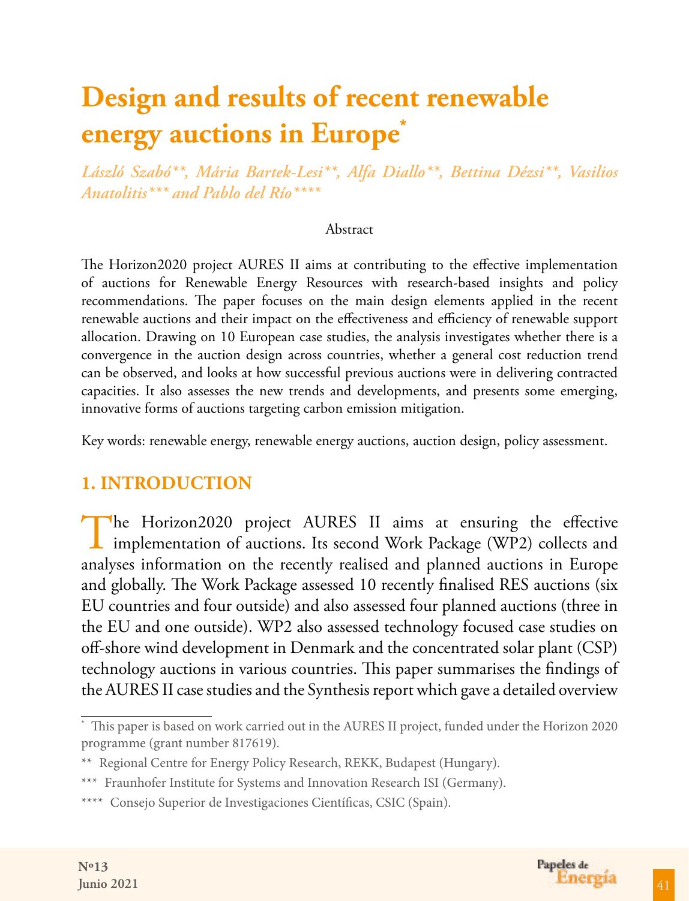# Design and results of recent renewable energy auctions in Europe*

*László Szabó**, Mária Bartek-Lesi**, Alfa Diallo**, Bettina Dézsi**, Vasilios Anatolitis*** and Pablo del Río*****

Abstract

The Horizon2020 project AURES II aims at contributing to the effective implementation of auctions for Renewable Energy Resources with research-based insights and policy recommendations. The paper focuses on the main design elements applied in the recent renewable auctions and their impact on the effectiveness and efficiency of renewable support allocation. Drawing on 10 European case studies, the analysis investigates whether there is a convergence in the auction design across countries, whether a general cost reduction trend can be observed, and looks at how successful previous auctions were in delivering contracted capacities. It also assesses the new trends and developments, and presents some emerging, innovative forms of auctions targeting carbon emission mitigation.

Key words: renewable energy, renewable energy auctions, auction design, policy assessment.

## 1. INTRODUCTION

The Horizon2020 project AURES II aims at ensuring the effective implementation of auctions. Its second Work Package (WP2) collects and analyses information on the recently realised and planned auctions in Europe and globally. The Work Package assessed 10 recently finalised RES auctions (six EU countries and four outside) and also assessed four planned auctions (three in the EU and one outside). WP2 also assessed technology focused case studies on off-shore wind development in Denmark and the concentrated solar plant (CSP) technology auctions in various countries. This paper summarises the findings of the AURES II case studies and the Synthesis report which gave a detailed overview

---

* This paper is based on work carried out in the AURES II project, funded under the Horizon 2020 programme (grant number 817619).

** Regional Centre for Energy Policy Research, REKK, Budapest (Hungary).

*** Fraunhofer Institute for Systems and Innovation Research ISI (Germany).

**** Consejo Superior de Investigaciones Científicas, CSIC (Spain).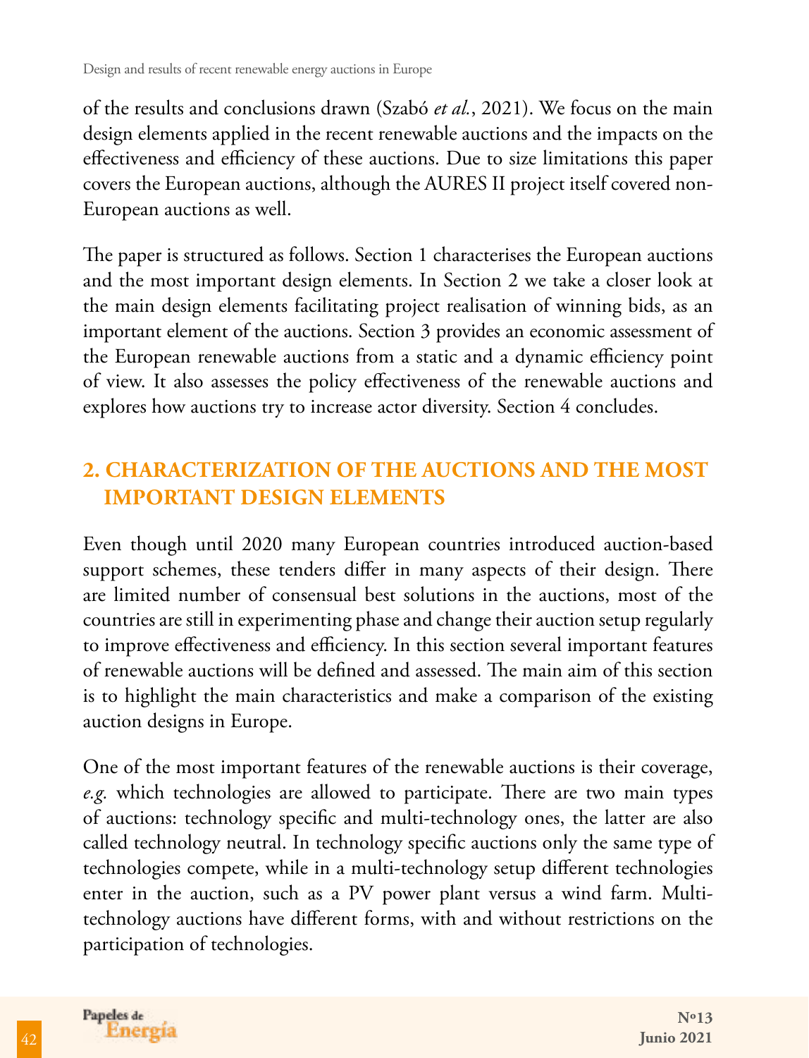of the results and conclusions drawn (Szabó *et al.*, 2021). We focus on the main design elements applied in the recent renewable auctions and the impacts on the effectiveness and efficiency of these auctions. Due to size limitations this paper covers the European auctions, although the AURES II project itself covered non-European auctions as well.

The paper is structured as follows. Section 1 characterises the European auctions and the most important design elements. In Section 2 we take a closer look at the main design elements facilitating project realisation of winning bids, as an important element of the auctions. Section 3 provides an economic assessment of the European renewable auctions from a static and a dynamic efficiency point of view. It also assesses the policy effectiveness of the renewable auctions and explores how auctions try to increase actor diversity. Section 4 concludes.

## 2. CHARACTERIZATION OF THE AUCTIONS AND THE MOST IMPORTANT DESIGN ELEMENTS

Even though until 2020 many European countries introduced auction-based support schemes, these tenders differ in many aspects of their design. There are limited number of consensual best solutions in the auctions, most of the countries are still in experimenting phase and change their auction setup regularly to improve effectiveness and efficiency. In this section several important features of renewable auctions will be defined and assessed. The main aim of this section is to highlight the main characteristics and make a comparison of the existing auction designs in Europe.

One of the most important features of the renewable auctions is their coverage, *e.g.* which technologies are allowed to participate. There are two main types of auctions: technology specific and multi-technology ones, the latter are also called technology neutral. In technology specific auctions only the same type of technologies compete, while in a multi-technology setup different technologies enter in the auction, such as a PV power plant versus a wind farm. Multi-technology auctions have different forms, with and without restrictions on the participation of technologies.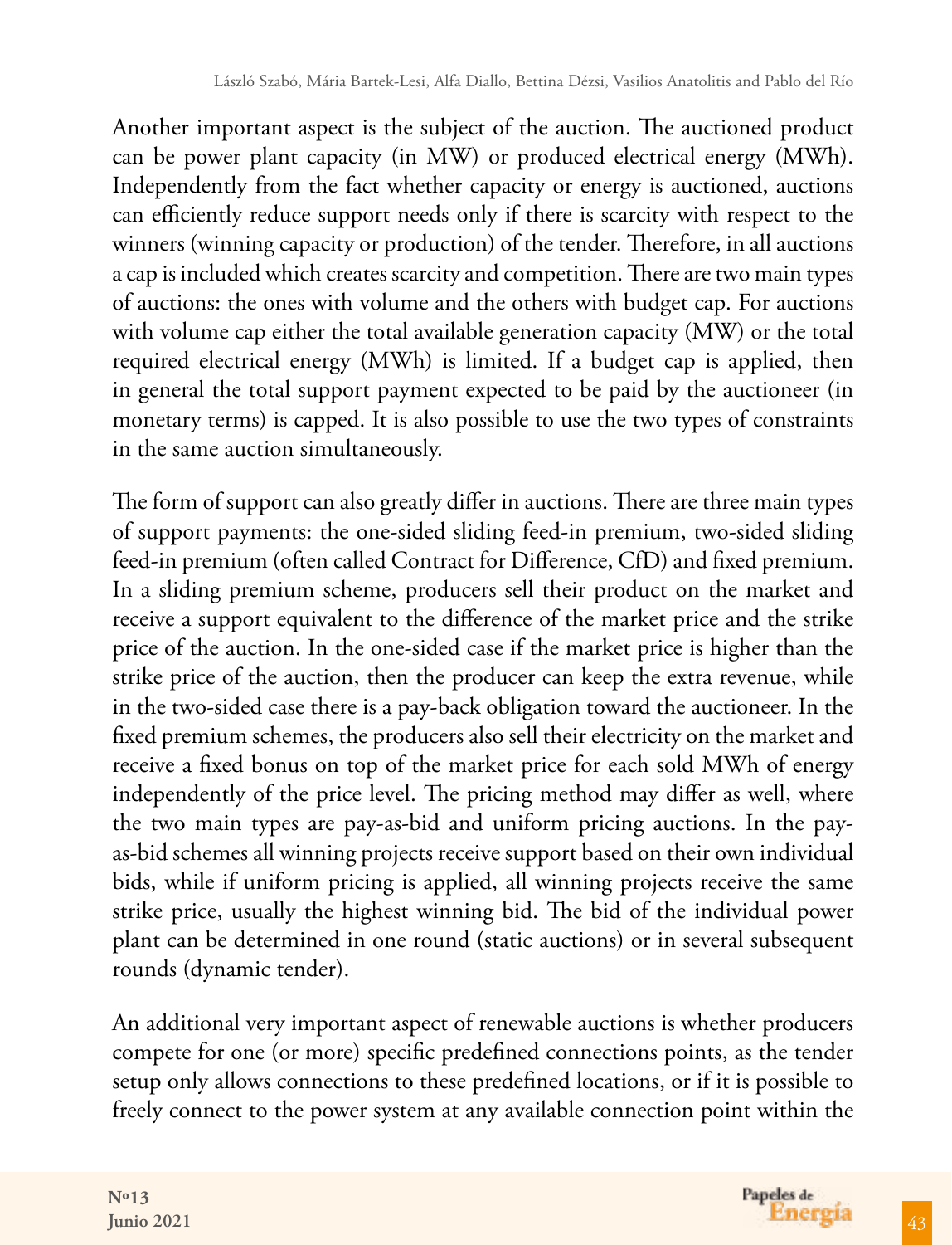Another important aspect is the subject of the auction. The auctioned product can be power plant capacity (in MW) or produced electrical energy (MWh). Independently from the fact whether capacity or energy is auctioned, auctions can efficiently reduce support needs only if there is scarcity with respect to the winners (winning capacity or production) of the tender. Therefore, in all auctions a cap is included which creates scarcity and competition. There are two main types of auctions: the ones with volume and the others with budget cap. For auctions with volume cap either the total available generation capacity (MW) or the total required electrical energy (MWh) is limited. If a budget cap is applied, then in general the total support payment expected to be paid by the auctioneer (in monetary terms) is capped. It is also possible to use the two types of constraints in the same auction simultaneously.

The form of support can also greatly differ in auctions. There are three main types of support payments: the one-sided sliding feed-in premium, two-sided sliding feed-in premium (often called Contract for Difference, CfD) and fixed premium. In a sliding premium scheme, producers sell their product on the market and receive a support equivalent to the difference of the market price and the strike price of the auction. In the one-sided case if the market price is higher than the strike price of the auction, then the producer can keep the extra revenue, while in the two-sided case there is a pay-back obligation toward the auctioneer. In the fixed premium schemes, the producers also sell their electricity on the market and receive a fixed bonus on top of the market price for each sold MWh of energy independently of the price level. The pricing method may differ as well, where the two main types are pay-as-bid and uniform pricing auctions. In the pay-as-bid schemes all winning projects receive support based on their own individual bids, while if uniform pricing is applied, all winning projects receive the same strike price, usually the highest winning bid. The bid of the individual power plant can be determined in one round (static auctions) or in several subsequent rounds (dynamic tender).

An additional very important aspect of renewable auctions is whether producers compete for one (or more) specific predefined connections points, as the tender setup only allows connections to these predefined locations, or if it is possible to freely connect to the power system at any available connection point within the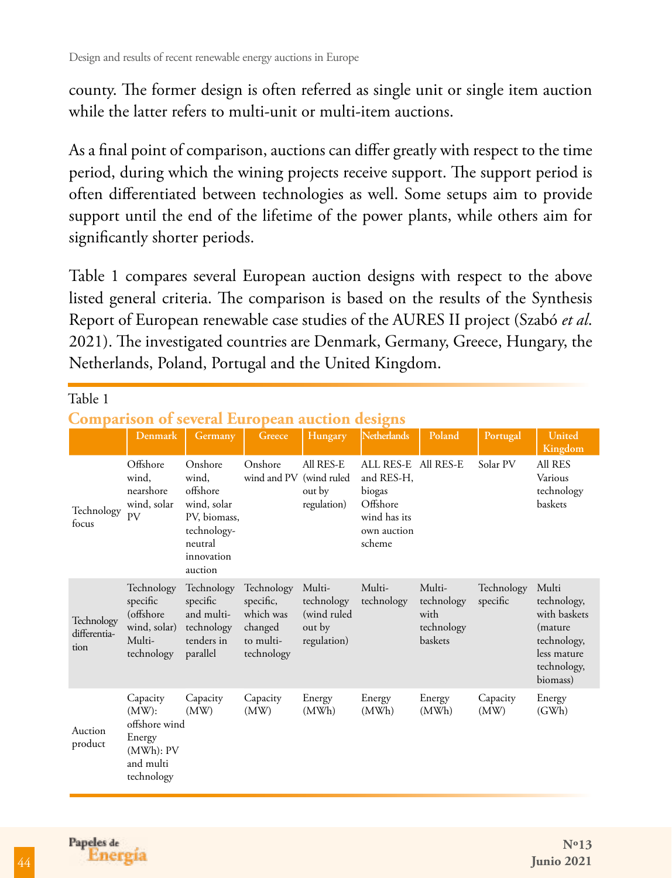county. The former design is often referred as single unit or single item auction while the latter refers to multi-unit or multi-item auctions.

As a final point of comparison, auctions can differ greatly with respect to the time period, during which the wining projects receive support. The support period is often differentiated between technologies as well. Some setups aim to provide support until the end of the lifetime of the power plants, while others aim for significantly shorter periods.

Table 1 compares several European auction designs with respect to the above listed general criteria. The comparison is based on the results of the Synthesis Report of European renewable case studies of the AURES II project (Szabó *et al.* 2021). The investigated countries are Denmark, Germany, Greece, Hungary, the Netherlands, Poland, Portugal and the United Kingdom.

Table 1

**Comparison of several European auction designs**

| | Denmark | Germany | Greece | Hungary | Netherlands | Poland | Portugal | United Kingdom |
|---|---|---|---|---|---|---|---|---|
| Technology focus | Offshore wind, nearshore wind, solar PV | Onshore wind, offshore wind, solar PV, biomass, technology-neutral innovation auction | Onshore wind and PV | All RES-E (wind ruled out by regulation) | ALL RES-E and RES-H, biogas Offshore wind has its own auction scheme | All RES-E | Solar PV | All RES Various technology baskets |
| Technology differentiation | Technology specific (offshore wind, solar) Multi-technology | Technology specific and multi-technology tenders in parallel | Technology specific, which was changed to multi-technology | Multi-technology (wind ruled out by regulation) | Multi-technology | Multi-technology with technology baskets | Technology specific | Multi technology, with baskets (mature technology, less mature technology, biomass) |
| Auction product | Capacity (MW): offshore wind Energy (MWh): PV and multi technology | Capacity (MW) | Capacity (MW) | Energy (MWh) | Energy (MWh) | Energy (MWh) | Capacity (MW) | Energy (GWh) |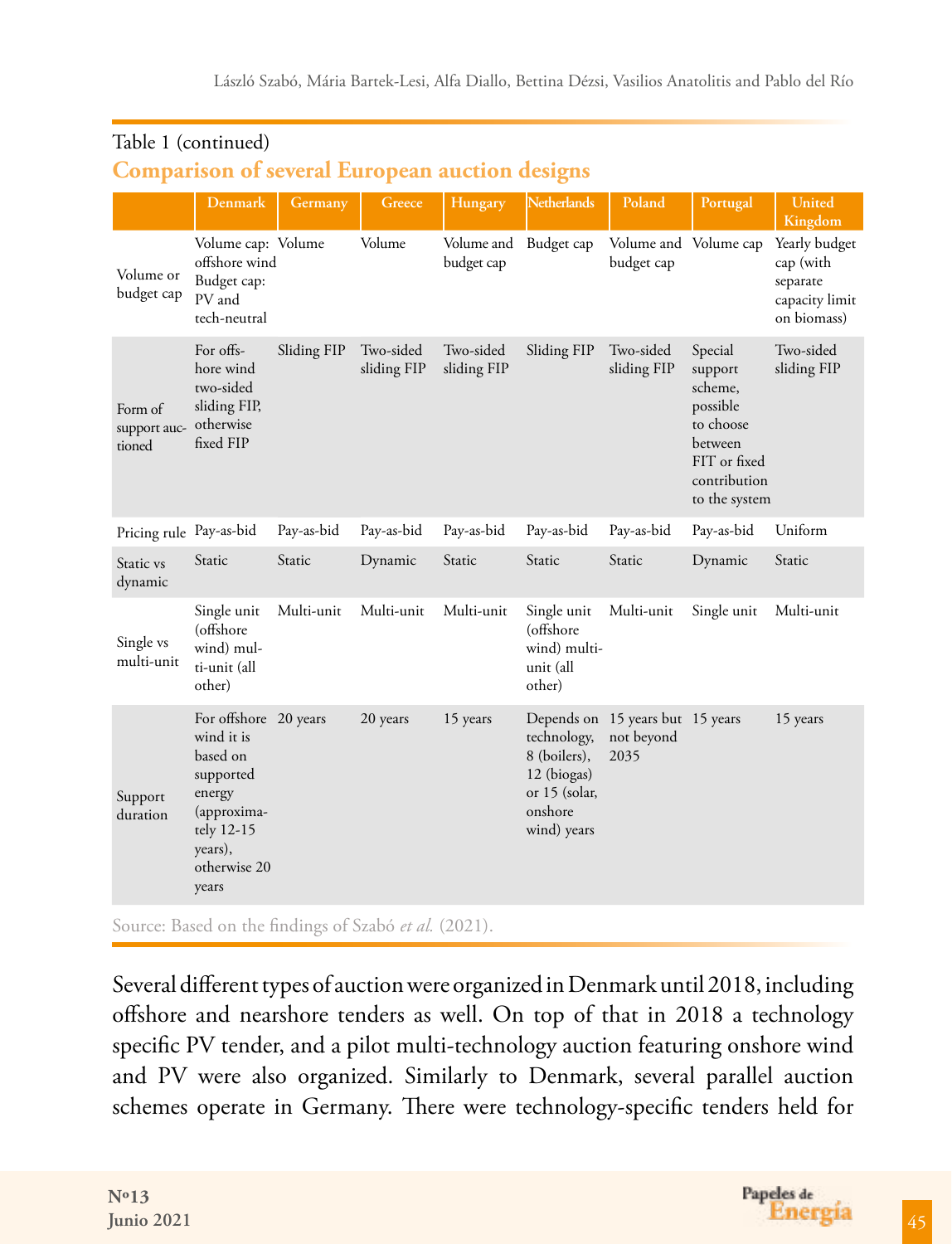Table 1 (continued)

## Comparison of several European auction designs

| | Denmark | Germany | Greece | Hungary | Netherlands | Poland | Portugal | United Kingdom |
|---|---|---|---|---|---|---|---|---|
| Volume or budget cap | Volume cap: offshore wind Budget cap: PV and tech-neutral | Volume | Volume | Volume and budget cap | Budget cap | Volume and budget cap | Volume cap | Yearly budget cap (with separate capacity limit on biomass) |
| Form of support auctioned | For offshore wind two-sided sliding FIP, otherwise fixed FIP | Sliding FIP | Two-sided sliding FIP | Two-sided sliding FIP | Sliding FIP | Two-sided sliding FIP | Special support scheme, possible to choose between FIT or fixed contribution to the system | Two-sided sliding FIP |
| Pricing rule | Pay-as-bid | Pay-as-bid | Pay-as-bid | Pay-as-bid | Pay-as-bid | Pay-as-bid | Pay-as-bid | Uniform |
| Static vs dynamic | Static | Static | Dynamic | Static | Static | Static | Dynamic | Static |
| Single vs multi-unit | Single unit (offshore wind) multi-unit (all other) | Multi-unit | Multi-unit | Multi-unit | Single unit (offshore wind) multi-unit (all other) | Multi-unit | Single unit | Multi-unit |
| Support duration | For offshore wind it is based on supported energy (approximately 12-15 years), otherwise 20 years | 20 years | 20 years | 15 years | Depends on technology, 8 (boilers), 12 (biogas) or 15 (solar, onshore wind) years | 15 years but not beyond 2035 | 15 years | 15 years |

Source: Based on the findings of Szabó *et al.* (2021).

Several different types of auction were organized in Denmark until 2018, including offshore and nearshore tenders as well. On top of that in 2018 a technology specific PV tender, and a pilot multi-technology auction featuring onshore wind and PV were also organized. Similarly to Denmark, several parallel auction schemes operate in Germany. There were technology-specific tenders held for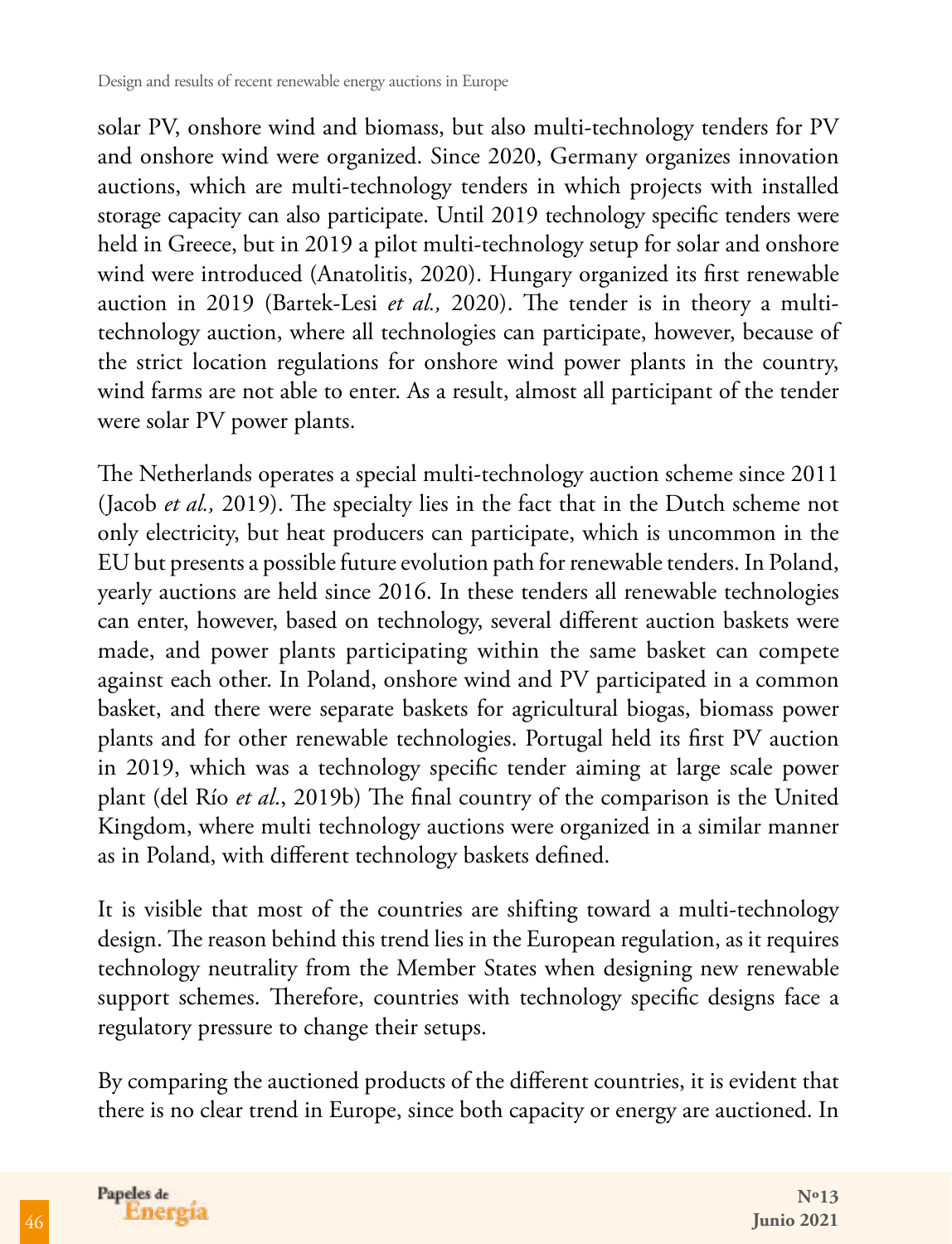solar PV, onshore wind and biomass, but also multi-technology tenders for PV and onshore wind were organized. Since 2020, Germany organizes innovation auctions, which are multi-technology tenders in which projects with installed storage capacity can also participate. Until 2019 technology specific tenders were held in Greece, but in 2019 a pilot multi-technology setup for solar and onshore wind were introduced (Anatolitis, 2020). Hungary organized its first renewable auction in 2019 (Bartek-Lesi *et al.,* 2020). The tender is in theory a multi-technology auction, where all technologies can participate, however, because of the strict location regulations for onshore wind power plants in the country, wind farms are not able to enter. As a result, almost all participant of the tender were solar PV power plants.

The Netherlands operates a special multi-technology auction scheme since 2011 (Jacob *et al.,* 2019). The specialty lies in the fact that in the Dutch scheme not only electricity, but heat producers can participate, which is uncommon in the EU but presents a possible future evolution path for renewable tenders. In Poland, yearly auctions are held since 2016. In these tenders all renewable technologies can enter, however, based on technology, several different auction baskets were made, and power plants participating within the same basket can compete against each other. In Poland, onshore wind and PV participated in a common basket, and there were separate baskets for agricultural biogas, biomass power plants and for other renewable technologies. Portugal held its first PV auction in 2019, which was a technology specific tender aiming at large scale power plant (del Río *et al*., 2019b) The final country of the comparison is the United Kingdom, where multi technology auctions were organized in a similar manner as in Poland, with different technology baskets defined.

It is visible that most of the countries are shifting toward a multi-technology design. The reason behind this trend lies in the European regulation, as it requires technology neutrality from the Member States when designing new renewable support schemes. Therefore, countries with technology specific designs face a regulatory pressure to change their setups.

By comparing the auctioned products of the different countries, it is evident that there is no clear trend in Europe, since both capacity or energy are auctioned. In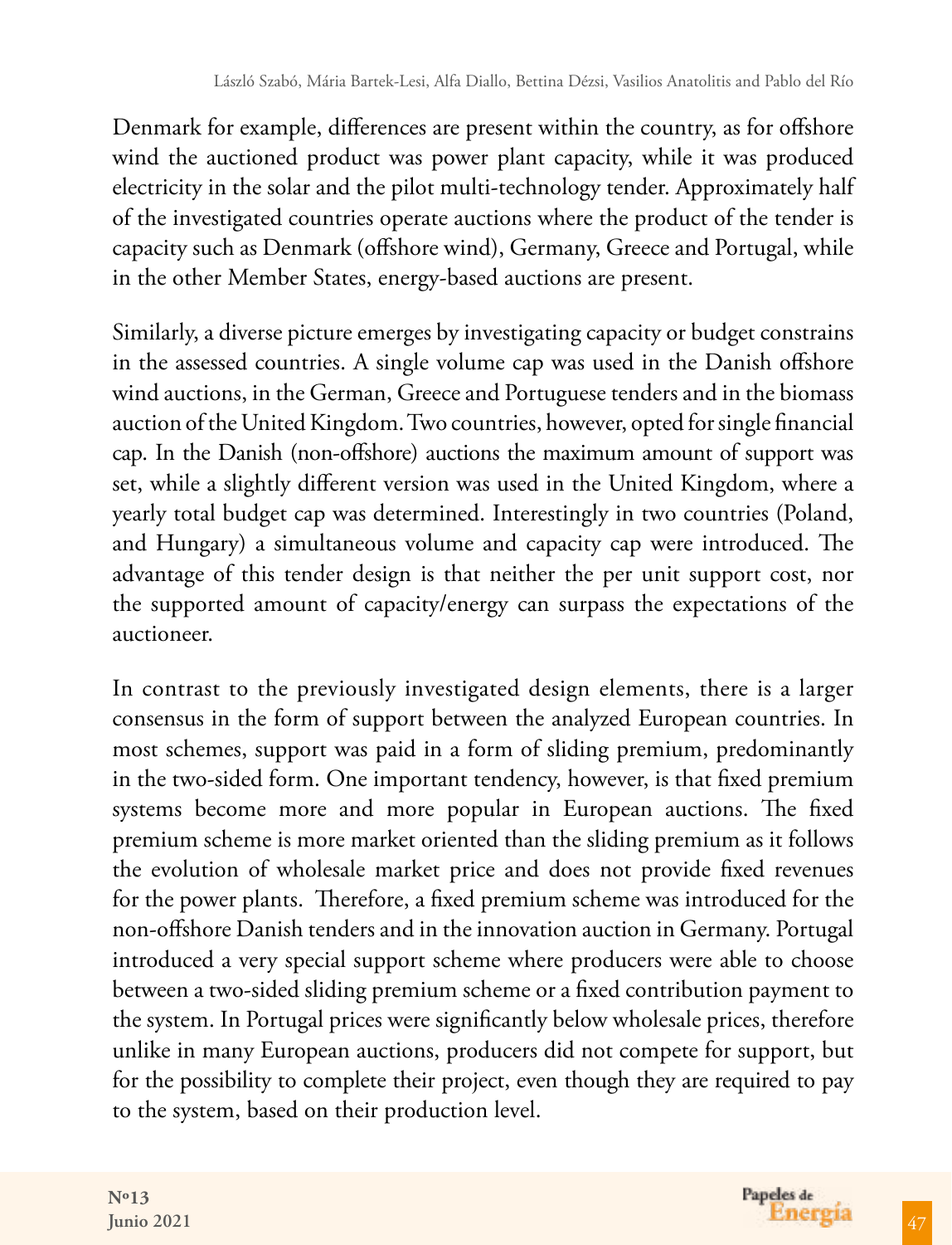Denmark for example, differences are present within the country, as for offshore wind the auctioned product was power plant capacity, while it was produced electricity in the solar and the pilot multi-technology tender. Approximately half of the investigated countries operate auctions where the product of the tender is capacity such as Denmark (offshore wind), Germany, Greece and Portugal, while in the other Member States, energy-based auctions are present.

Similarly, a diverse picture emerges by investigating capacity or budget constrains in the assessed countries. A single volume cap was used in the Danish offshore wind auctions, in the German, Greece and Portuguese tenders and in the biomass auction of the United Kingdom. Two countries, however, opted for single financial cap. In the Danish (non-offshore) auctions the maximum amount of support was set, while a slightly different version was used in the United Kingdom, where a yearly total budget cap was determined. Interestingly in two countries (Poland, and Hungary) a simultaneous volume and capacity cap were introduced. The advantage of this tender design is that neither the per unit support cost, nor the supported amount of capacity/energy can surpass the expectations of the auctioneer.

In contrast to the previously investigated design elements, there is a larger consensus in the form of support between the analyzed European countries. In most schemes, support was paid in a form of sliding premium, predominantly in the two-sided form. One important tendency, however, is that fixed premium systems become more and more popular in European auctions. The fixed premium scheme is more market oriented than the sliding premium as it follows the evolution of wholesale market price and does not provide fixed revenues for the power plants. Therefore, a fixed premium scheme was introduced for the non-offshore Danish tenders and in the innovation auction in Germany. Portugal introduced a very special support scheme where producers were able to choose between a two-sided sliding premium scheme or a fixed contribution payment to the system. In Portugal prices were significantly below wholesale prices, therefore unlike in many European auctions, producers did not compete for support, but for the possibility to complete their project, even though they are required to pay to the system, based on their production level.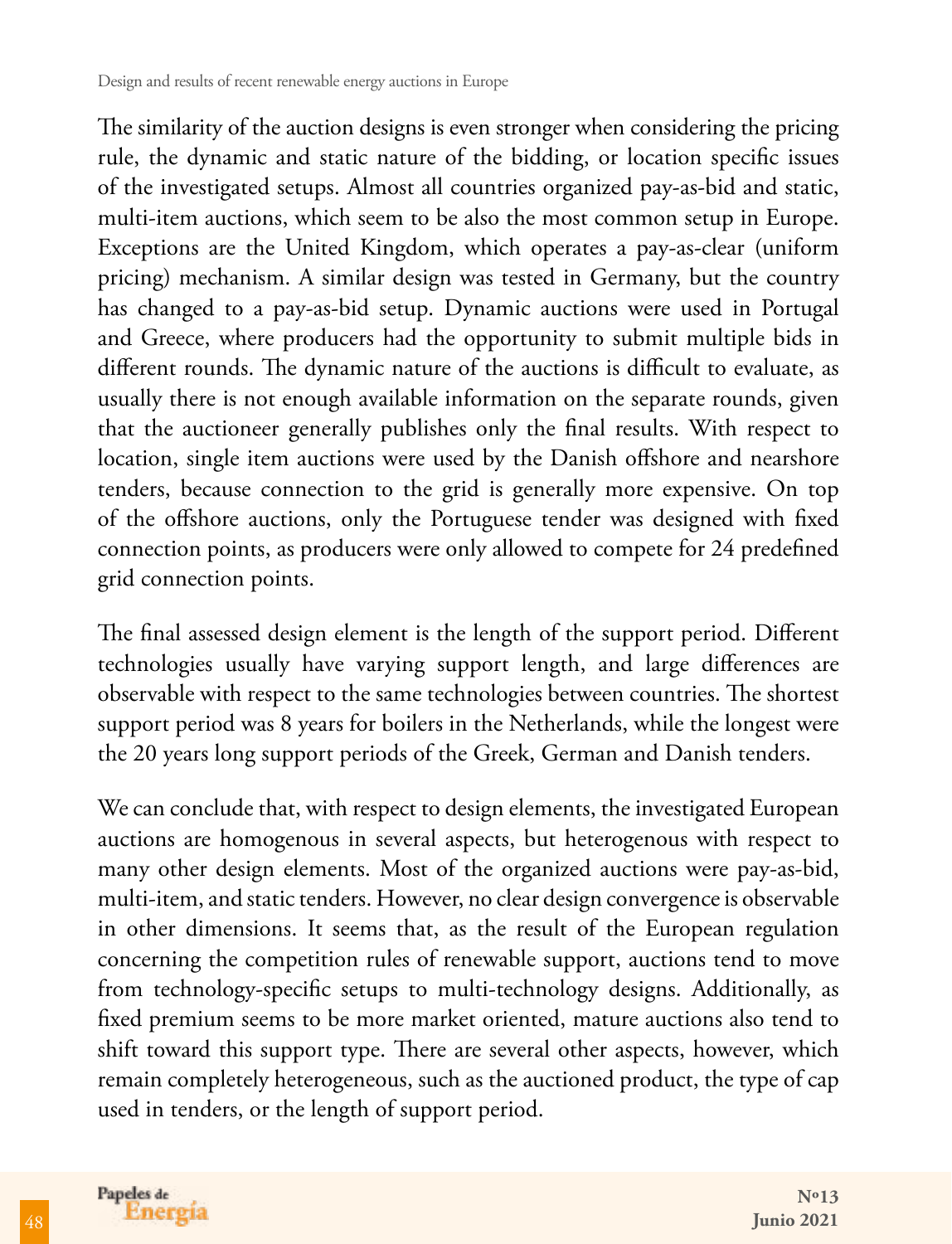The similarity of the auction designs is even stronger when considering the pricing rule, the dynamic and static nature of the bidding, or location specific issues of the investigated setups. Almost all countries organized pay-as-bid and static, multi-item auctions, which seem to be also the most common setup in Europe. Exceptions are the United Kingdom, which operates a pay-as-clear (uniform pricing) mechanism. A similar design was tested in Germany, but the country has changed to a pay-as-bid setup. Dynamic auctions were used in Portugal and Greece, where producers had the opportunity to submit multiple bids in different rounds. The dynamic nature of the auctions is difficult to evaluate, as usually there is not enough available information on the separate rounds, given that the auctioneer generally publishes only the final results. With respect to location, single item auctions were used by the Danish offshore and nearshore tenders, because connection to the grid is generally more expensive. On top of the offshore auctions, only the Portuguese tender was designed with fixed connection points, as producers were only allowed to compete for 24 predefined grid connection points.

The final assessed design element is the length of the support period. Different technologies usually have varying support length, and large differences are observable with respect to the same technologies between countries. The shortest support period was 8 years for boilers in the Netherlands, while the longest were the 20 years long support periods of the Greek, German and Danish tenders.

We can conclude that, with respect to design elements, the investigated European auctions are homogenous in several aspects, but heterogenous with respect to many other design elements. Most of the organized auctions were pay-as-bid, multi-item, and static tenders. However, no clear design convergence is observable in other dimensions. It seems that, as the result of the European regulation concerning the competition rules of renewable support, auctions tend to move from technology-specific setups to multi-technology designs. Additionally, as fixed premium seems to be more market oriented, mature auctions also tend to shift toward this support type. There are several other aspects, however, which remain completely heterogeneous, such as the auctioned product, the type of cap used in tenders, or the length of support period.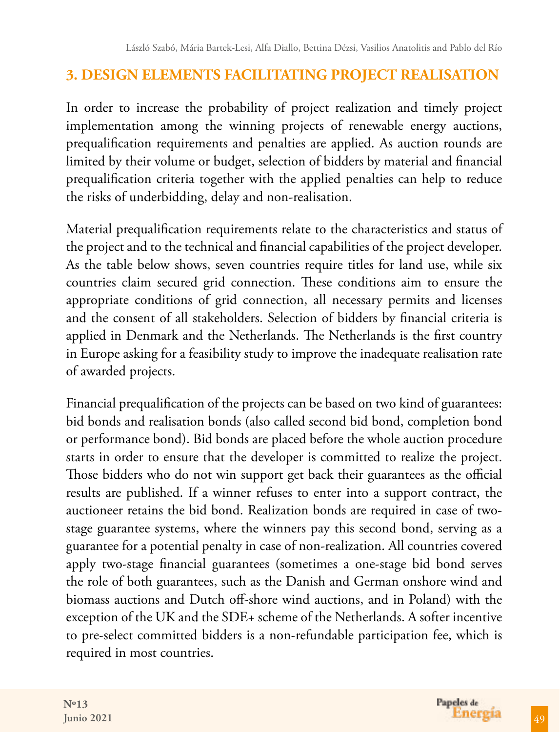## 3. DESIGN ELEMENTS FACILITATING PROJECT REALISATION

In order to increase the probability of project realization and timely project implementation among the winning projects of renewable energy auctions, prequalification requirements and penalties are applied. As auction rounds are limited by their volume or budget, selection of bidders by material and financial prequalification criteria together with the applied penalties can help to reduce the risks of underbidding, delay and non-realisation.

Material prequalification requirements relate to the characteristics and status of the project and to the technical and financial capabilities of the project developer. As the table below shows, seven countries require titles for land use, while six countries claim secured grid connection. These conditions aim to ensure the appropriate conditions of grid connection, all necessary permits and licenses and the consent of all stakeholders. Selection of bidders by financial criteria is applied in Denmark and the Netherlands. The Netherlands is the first country in Europe asking for a feasibility study to improve the inadequate realisation rate of awarded projects.

Financial prequalification of the projects can be based on two kind of guarantees: bid bonds and realisation bonds (also called second bid bond, completion bond or performance bond). Bid bonds are placed before the whole auction procedure starts in order to ensure that the developer is committed to realize the project. Those bidders who do not win support get back their guarantees as the official results are published. If a winner refuses to enter into a support contract, the auctioneer retains the bid bond. Realization bonds are required in case of two-stage guarantee systems, where the winners pay this second bond, serving as a guarantee for a potential penalty in case of non-realization. All countries covered apply two-stage financial guarantees (sometimes a one-stage bid bond serves the role of both guarantees, such as the Danish and German onshore wind and biomass auctions and Dutch off-shore wind auctions, and in Poland) with the exception of the UK and the SDE+ scheme of the Netherlands. A softer incentive to pre-select committed bidders is a non-refundable participation fee, which is required in most countries.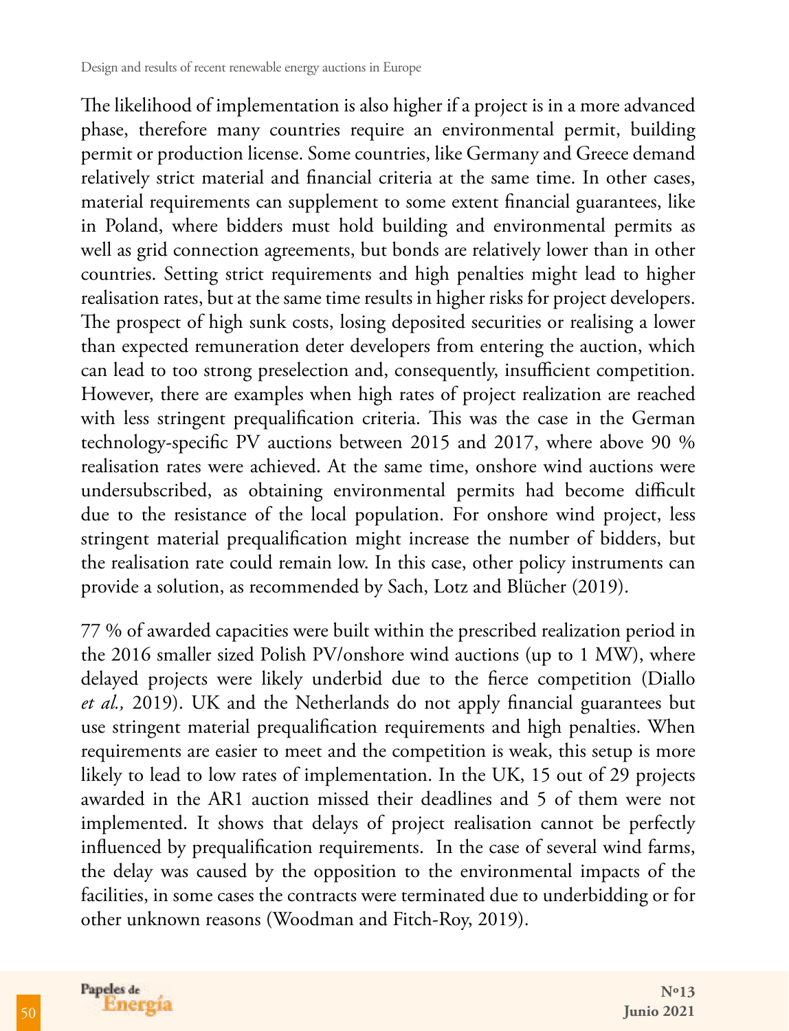The likelihood of implementation is also higher if a project is in a more advanced phase, therefore many countries require an environmental permit, building permit or production license. Some countries, like Germany and Greece demand relatively strict material and financial criteria at the same time. In other cases, material requirements can supplement to some extent financial guarantees, like in Poland, where bidders must hold building and environmental permits as well as grid connection agreements, but bonds are relatively lower than in other countries. Setting strict requirements and high penalties might lead to higher realisation rates, but at the same time results in higher risks for project developers. The prospect of high sunk costs, losing deposited securities or realising a lower than expected remuneration deter developers from entering the auction, which can lead to too strong preselection and, consequently, insufficient competition. However, there are examples when high rates of project realization are reached with less stringent prequalification criteria. This was the case in the German technology-specific PV auctions between 2015 and 2017, where above 90 % realisation rates were achieved. At the same time, onshore wind auctions were undersubscribed, as obtaining environmental permits had become difficult due to the resistance of the local population. For onshore wind project, less stringent material prequalification might increase the number of bidders, but the realisation rate could remain low. In this case, other policy instruments can provide a solution, as recommended by Sach, Lotz and Blücher (2019).

77 % of awarded capacities were built within the prescribed realization period in the 2016 smaller sized Polish PV/onshore wind auctions (up to 1 MW), where delayed projects were likely underbid due to the fierce competition (Diallo *et al.,* 2019). UK and the Netherlands do not apply financial guarantees but use stringent material prequalification requirements and high penalties. When requirements are easier to meet and the competition is weak, this setup is more likely to lead to low rates of implementation. In the UK, 15 out of 29 projects awarded in the AR1 auction missed their deadlines and 5 of them were not implemented. It shows that delays of project realisation cannot be perfectly influenced by prequalification requirements. In the case of several wind farms, the delay was caused by the opposition to the environmental impacts of the facilities, in some cases the contracts were terminated due to underbidding or for other unknown reasons (Woodman and Fitch-Roy, 2019).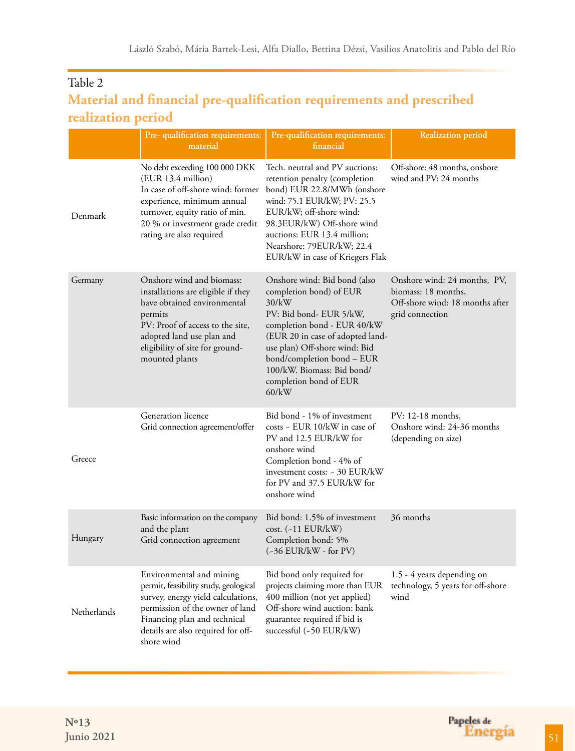Table 2

## Material and financial pre-qualification requirements and prescribed realization period

| | Pre- qualification requirements: material | Pre-qualification requirements: financial | Realization period |
|---|---|---|---|
| Denmark | No debt exceeding 100 000 DKK (EUR 13.4 million)<br>In case of off-shore wind: former experience, minimum annual turnover, equity ratio of min. 20 % or investment grade credit rating are also required | Tech. neutral and PV auctions: retention penalty (completion bond) EUR 22.8/MWh (onshore wind: 75.1 EUR/kW; PV: 25.5 EUR/kW; off-shore wind: 98.3EUR/kW) Off-shore wind auctions: EUR 13.4 million; Nearshore: 79EUR/kW; 22.4 EUR/kW in case of Kriegers Flak | Off-shore: 48 months, onshore wind and PV: 24 months |
| Germany | Onshore wind and biomass: installations are eligible if they have obtained environmental permits<br>PV: Proof of access to the site, adopted land use plan and eligibility of site for ground-mounted plants | Onshore wind: Bid bond (also completion bond) of EUR 30/kW<br>PV: Bid bond- EUR 5/kW, completion bond - EUR 40/kW (EUR 20 in case of adopted land-use plan) Off-shore wind: Bid bond/completion bond – EUR 100/kW. Biomass: Bid bond/ completion bond of EUR 60/kW | Onshore wind: 24 months, PV, biomass: 18 months,<br>Off-shore wind: 18 months after grid connection |
| Greece | Generation licence<br>Grid connection agreement/offer | Bid bond - 1% of investment costs ~ EUR 10/kW in case of PV and 12.5 EUR/kW for onshore wind<br>Completion bond - 4% of investment costs: ~ 30 EUR/kW for PV and 37.5 EUR/kW for onshore wind | PV: 12-18 months,<br>Onshore wind: 24-36 months (depending on size) |
| Hungary | Basic information on the company and the plant<br>Grid connection agreement | Bid bond: 1.5% of investment cost. (~11 EUR/kW)<br>Completion bond: 5% (~36 EUR/kW - for PV) | 36 months |
| Netherlands | Environmental and mining permit, feasibility study, geological survey, energy yield calculations, permission of the owner of land Financing plan and technical details are also required for off-shore wind | Bid bond only required for projects claiming more than EUR 400 million (not yet applied) Off-shore wind auction: bank guarantee required if bid is successful (~50 EUR/kW) | 1.5 - 4 years depending on technology, 5 years for off-shore wind |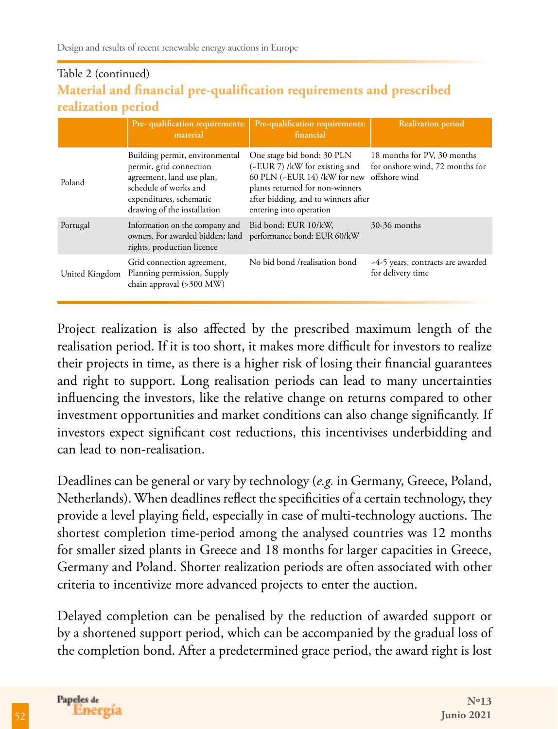Table 2 (continued)

**Material and financial pre-qualification requirements and prescribed realization period**

| | Pre- qualification requirements: material | Pre-qualification requirements: financial | Realization period |
|---|---|---|---|
| Poland | Building permit, environmental permit, grid connection agreement, land use plan, schedule of works and expenditures, schematic drawing of the installation | One stage bid bond: 30 PLN (~EUR 7) /kW for existing and 60 PLN (~EUR 14) /kW for new plants returned for non-winners after bidding, and to winners after entering into operation | 18 months for PV, 30 months for onshore wind, 72 months for offshore wind |
| Portugal | Information on the company and owners. For awarded bidders: land rights, production licence | Bid bond: EUR 10/kW, performance bond: EUR 60/kW | 30-36 months |
| United Kingdom | Grid connection agreement, Planning permission, Supply chain approval (>300 MW) | No bid bond /realisation bond | ~4-5 years, contracts are awarded for delivery time |

Project realization is also affected by the prescribed maximum length of the realisation period. If it is too short, it makes more difficult for investors to realize their projects in time, as there is a higher risk of losing their financial guarantees and right to support. Long realisation periods can lead to many uncertainties influencing the investors, like the relative change on returns compared to other investment opportunities and market conditions can also change significantly. If investors expect significant cost reductions, this incentivises underbidding and can lead to non-realisation.

Deadlines can be general or vary by technology (*e.g.* in Germany, Greece, Poland, Netherlands). When deadlines reflect the specificities of a certain technology, they provide a level playing field, especially in case of multi-technology auctions. The shortest completion time-period among the analysed countries was 12 months for smaller sized plants in Greece and 18 months for larger capacities in Greece, Germany and Poland. Shorter realization periods are often associated with other criteria to incentivize more advanced projects to enter the auction.

Delayed completion can be penalised by the reduction of awarded support or by a shortened support period, which can be accompanied by the gradual loss of the completion bond. After a predetermined grace period, the award right is lost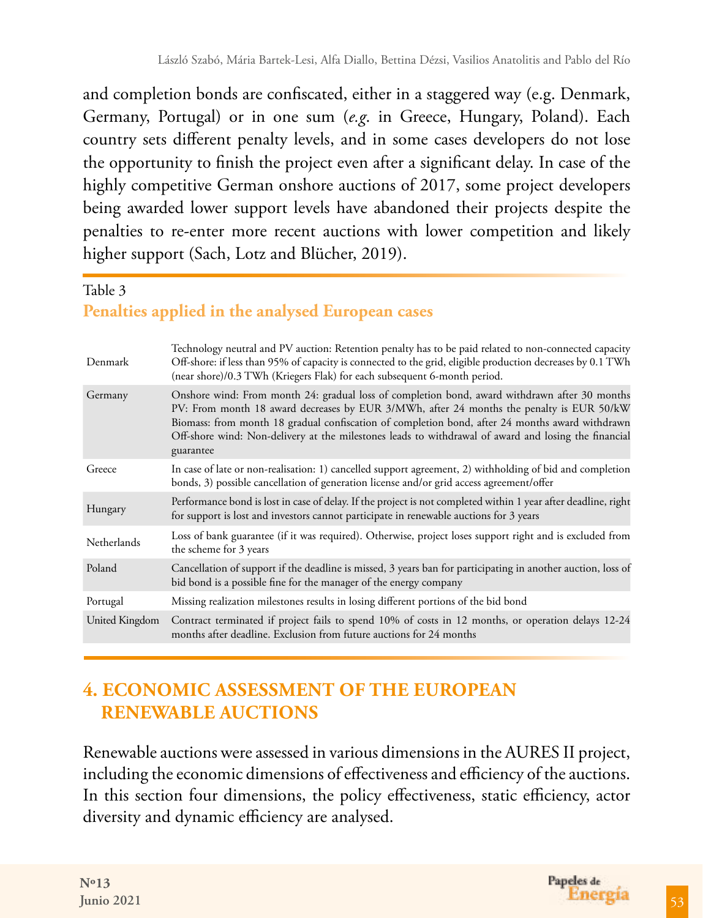and completion bonds are confiscated, either in a staggered way (e.g. Denmark, Germany, Portugal) or in one sum (*e.g.* in Greece, Hungary, Poland). Each country sets different penalty levels, and in some cases developers do not lose the opportunity to finish the project even after a significant delay. In case of the highly competitive German onshore auctions of 2017, some project developers being awarded lower support levels have abandoned their projects despite the penalties to re-enter more recent auctions with lower competition and likely higher support (Sach, Lotz and Blücher, 2019).

Table 3

**Penalties applied in the analysed European cases**

| | |
|---|---|
| Denmark | Technology neutral and PV auction: Retention penalty has to be paid related to non-connected capacity<br>Off-shore: if less than 95% of capacity is connected to the grid, eligible production decreases by 0.1 TWh (near shore)/0.3 TWh (Kriegers Flak) for each subsequent 6-month period. |
| Germany | Onshore wind: From month 24: gradual loss of completion bond, award withdrawn after 30 months<br>PV: From month 18 award decreases by EUR 3/MWh, after 24 months the penalty is EUR 50/kW<br>Biomass: from month 18 gradual confiscation of completion bond, after 24 months award withdrawn<br>Off-shore wind: Non-delivery at the milestones leads to withdrawal of award and losing the financial guarantee |
| Greece | In case of late or non-realisation: 1) cancelled support agreement, 2) withholding of bid and completion bonds, 3) possible cancellation of generation license and/or grid access agreement/offer |
| Hungary | Performance bond is lost in case of delay. If the project is not completed within 1 year after deadline, right for support is lost and investors cannot participate in renewable auctions for 3 years |
| Netherlands | Loss of bank guarantee (if it was required). Otherwise, project loses support right and is excluded from the scheme for 3 years |
| Poland | Cancellation of support if the deadline is missed, 3 years ban for participating in another auction, loss of bid bond is a possible fine for the manager of the energy company |
| Portugal | Missing realization milestones results in losing different portions of the bid bond |
| United Kingdom | Contract terminated if project fails to spend 10% of costs in 12 months, or operation delays 12-24 months after deadline. Exclusion from future auctions for 24 months |

## 4. ECONOMIC ASSESSMENT OF THE EUROPEAN RENEWABLE AUCTIONS

Renewable auctions were assessed in various dimensions in the AURES II project, including the economic dimensions of effectiveness and efficiency of the auctions. In this section four dimensions, the policy effectiveness, static efficiency, actor diversity and dynamic efficiency are analysed.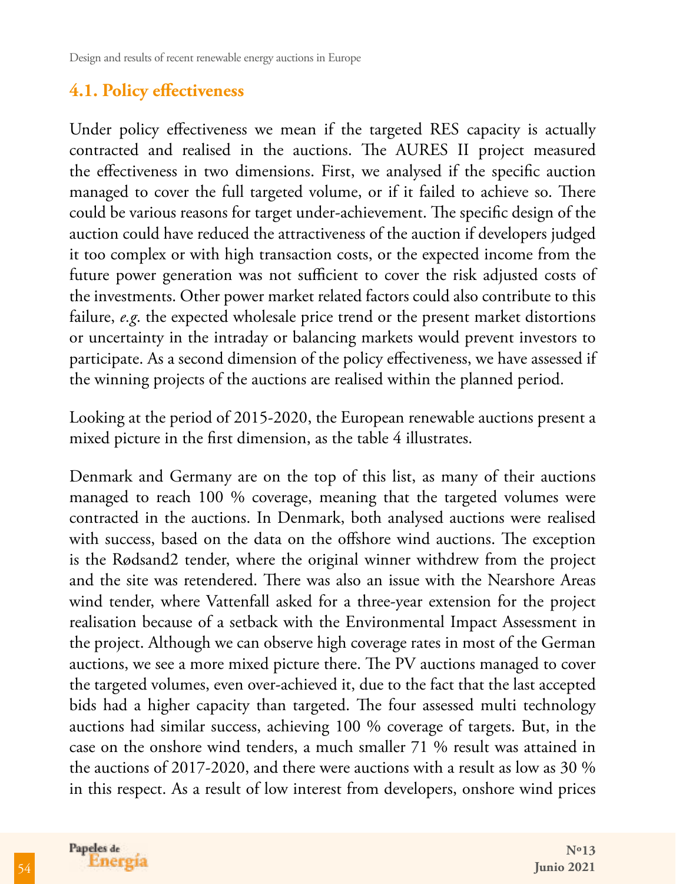## 4.1. Policy effectiveness

Under policy effectiveness we mean if the targeted RES capacity is actually contracted and realised in the auctions. The AURES II project measured the effectiveness in two dimensions. First, we analysed if the specific auction managed to cover the full targeted volume, or if it failed to achieve so. There could be various reasons for target under-achievement. The specific design of the auction could have reduced the attractiveness of the auction if developers judged it too complex or with high transaction costs, or the expected income from the future power generation was not sufficient to cover the risk adjusted costs of the investments. Other power market related factors could also contribute to this failure, *e.g.* the expected wholesale price trend or the present market distortions or uncertainty in the intraday or balancing markets would prevent investors to participate. As a second dimension of the policy effectiveness, we have assessed if the winning projects of the auctions are realised within the planned period.

Looking at the period of 2015-2020, the European renewable auctions present a mixed picture in the first dimension, as the table 4 illustrates.

Denmark and Germany are on the top of this list, as many of their auctions managed to reach 100 % coverage, meaning that the targeted volumes were contracted in the auctions. In Denmark, both analysed auctions were realised with success, based on the data on the offshore wind auctions. The exception is the Rødsand2 tender, where the original winner withdrew from the project and the site was retendered. There was also an issue with the Nearshore Areas wind tender, where Vattenfall asked for a three-year extension for the project realisation because of a setback with the Environmental Impact Assessment in the project. Although we can observe high coverage rates in most of the German auctions, we see a more mixed picture there. The PV auctions managed to cover the targeted volumes, even over-achieved it, due to the fact that the last accepted bids had a higher capacity than targeted. The four assessed multi technology auctions had similar success, achieving 100 % coverage of targets. But, in the case on the onshore wind tenders, a much smaller 71 % result was attained in the auctions of 2017-2020, and there were auctions with a result as low as 30 % in this respect. As a result of low interest from developers, onshore wind prices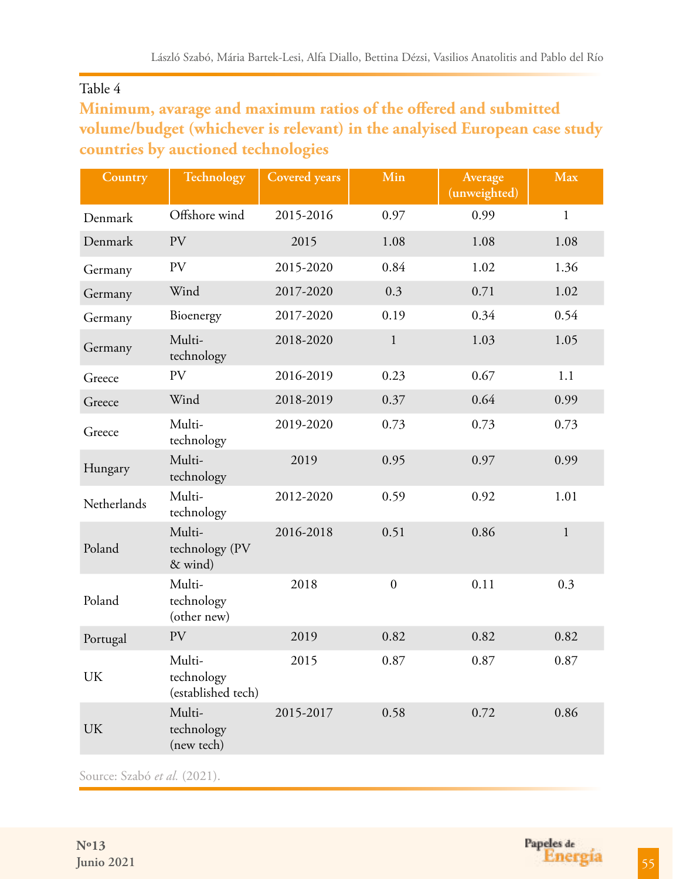Table 4

**Minimum, avarage and maximum ratios of the offered and submitted volume/budget (whichever is relevant) in the analysed European case study countries by auctioned technologies**

| Country | Technology | Covered years | Min | Average (unweighted) | Max |
|---|---|---|---|---|---|
| Denmark | Offshore wind | 2015-2016 | 0.97 | 0.99 | 1 |
| Denmark | PV | 2015 | 1.08 | 1.08 | 1.08 |
| Germany | PV | 2015-2020 | 0.84 | 1.02 | 1.36 |
| Germany | Wind | 2017-2020 | 0.3 | 0.71 | 1.02 |
| Germany | Bioenergy | 2017-2020 | 0.19 | 0.34 | 0.54 |
| Germany | Multi-technology | 2018-2020 | 1 | 1.03 | 1.05 |
| Greece | PV | 2016-2019 | 0.23 | 0.67 | 1.1 |
| Greece | Wind | 2018-2019 | 0.37 | 0.64 | 0.99 |
| Greece | Multi-technology | 2019-2020 | 0.73 | 0.73 | 0.73 |
| Hungary | Multi-technology | 2019 | 0.95 | 0.97 | 0.99 |
| Netherlands | Multi-technology | 2012-2020 | 0.59 | 0.92 | 1.01 |
| Poland | Multi-technology (PV & wind) | 2016-2018 | 0.51 | 0.86 | 1 |
| Poland | Multi-technology (other new) | 2018 | 0 | 0.11 | 0.3 |
| Portugal | PV | 2019 | 0.82 | 0.82 | 0.82 |
| UK | Multi-technology (established tech) | 2015 | 0.87 | 0.87 | 0.87 |
| UK | Multi-technology (new tech) | 2015-2017 | 0.58 | 0.72 | 0.86 |

Source: Szabó *et al.* (2021).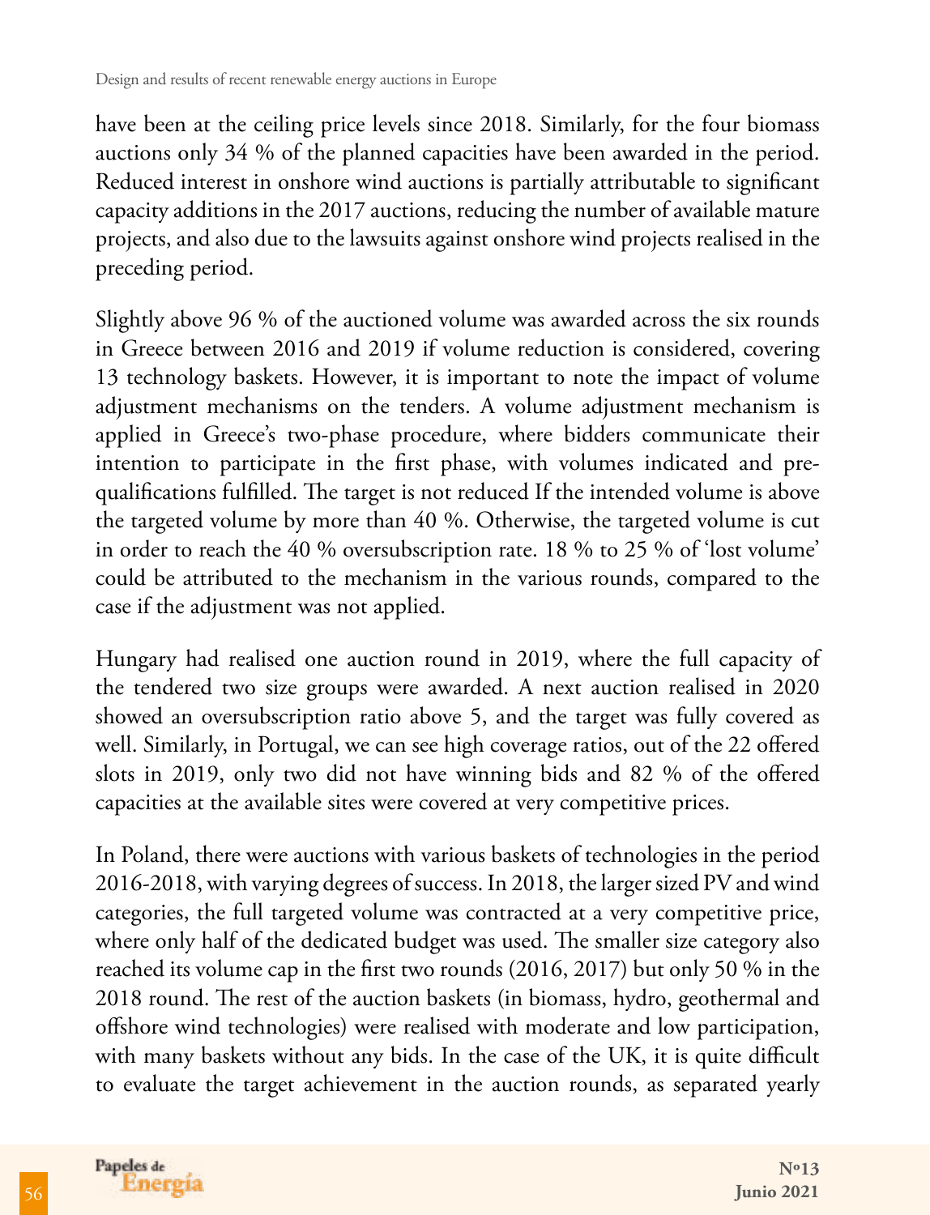have been at the ceiling price levels since 2018. Similarly, for the four biomass auctions only 34 % of the planned capacities have been awarded in the period. Reduced interest in onshore wind auctions is partially attributable to significant capacity additions in the 2017 auctions, reducing the number of available mature projects, and also due to the lawsuits against onshore wind projects realised in the preceding period.

Slightly above 96 % of the auctioned volume was awarded across the six rounds in Greece between 2016 and 2019 if volume reduction is considered, covering 13 technology baskets. However, it is important to note the impact of volume adjustment mechanisms on the tenders. A volume adjustment mechanism is applied in Greece's two-phase procedure, where bidders communicate their intention to participate in the first phase, with volumes indicated and pre-qualifications fulfilled. The target is not reduced If the intended volume is above the targeted volume by more than 40 %. Otherwise, the targeted volume is cut in order to reach the 40 % oversubscription rate. 18 % to 25 % of 'lost volume' could be attributed to the mechanism in the various rounds, compared to the case if the adjustment was not applied.

Hungary had realised one auction round in 2019, where the full capacity of the tendered two size groups were awarded. A next auction realised in 2020 showed an oversubscription ratio above 5, and the target was fully covered as well. Similarly, in Portugal, we can see high coverage ratios, out of the 22 offered slots in 2019, only two did not have winning bids and 82 % of the offered capacities at the available sites were covered at very competitive prices.

In Poland, there were auctions with various baskets of technologies in the period 2016-2018, with varying degrees of success. In 2018, the larger sized PV and wind categories, the full targeted volume was contracted at a very competitive price, where only half of the dedicated budget was used. The smaller size category also reached its volume cap in the first two rounds (2016, 2017) but only 50 % in the 2018 round. The rest of the auction baskets (in biomass, hydro, geothermal and offshore wind technologies) were realised with moderate and low participation, with many baskets without any bids. In the case of the UK, it is quite difficult to evaluate the target achievement in the auction rounds, as separated yearly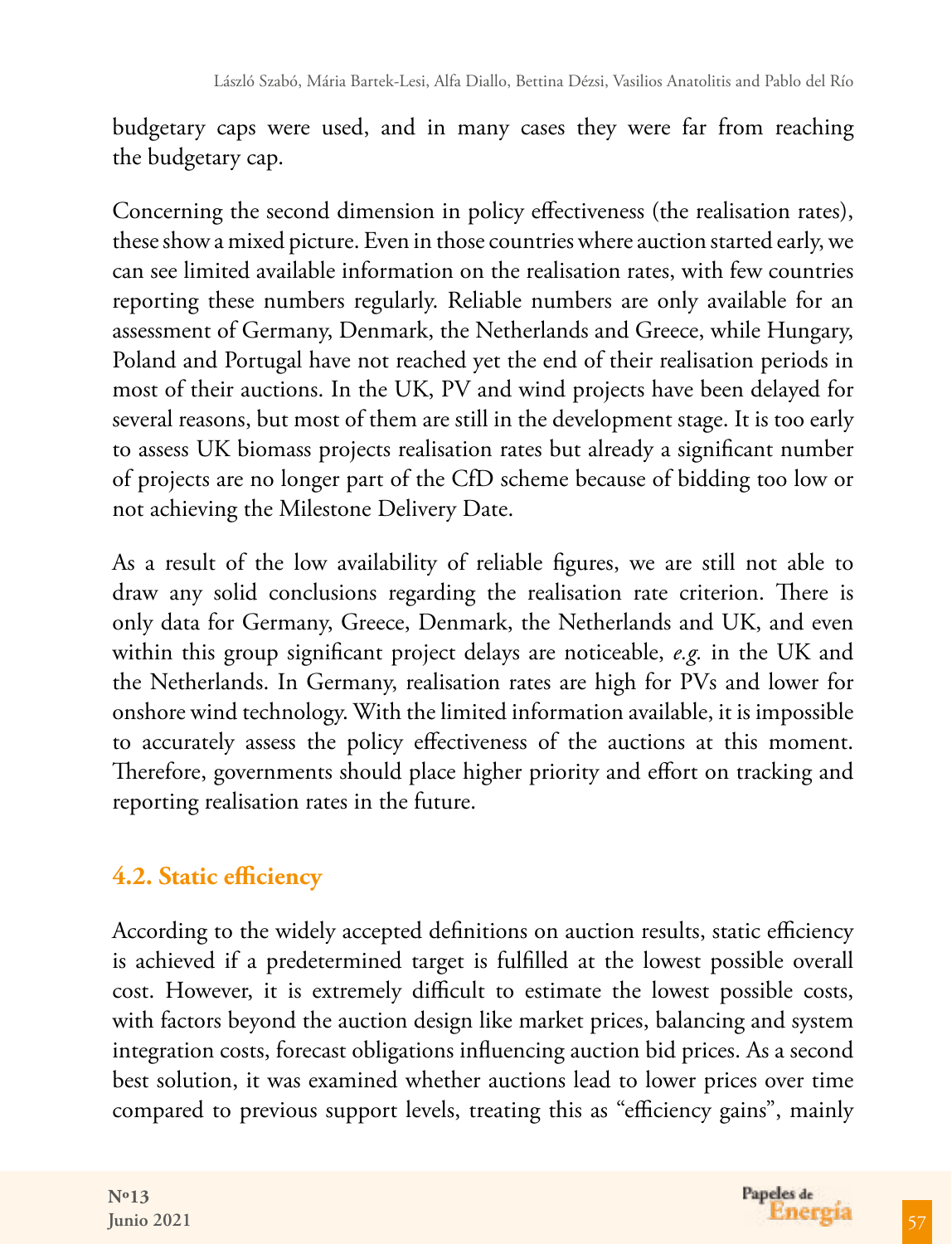budgetary caps were used, and in many cases they were far from reaching the budgetary cap.

Concerning the second dimension in policy effectiveness (the realisation rates), these show a mixed picture. Even in those countries where auction started early, we can see limited available information on the realisation rates, with few countries reporting these numbers regularly. Reliable numbers are only available for an assessment of Germany, Denmark, the Netherlands and Greece, while Hungary, Poland and Portugal have not reached yet the end of their realisation periods in most of their auctions. In the UK, PV and wind projects have been delayed for several reasons, but most of them are still in the development stage. It is too early to assess UK biomass projects realisation rates but already a significant number of projects are no longer part of the CfD scheme because of bidding too low or not achieving the Milestone Delivery Date.

As a result of the low availability of reliable figures, we are still not able to draw any solid conclusions regarding the realisation rate criterion. There is only data for Germany, Greece, Denmark, the Netherlands and UK, and even within this group significant project delays are noticeable, *e.g.* in the UK and the Netherlands. In Germany, realisation rates are high for PVs and lower for onshore wind technology. With the limited information available, it is impossible to accurately assess the policy effectiveness of the auctions at this moment. Therefore, governments should place higher priority and effort on tracking and reporting realisation rates in the future.

## 4.2. Static efficiency

According to the widely accepted definitions on auction results, static efficiency is achieved if a predetermined target is fulfilled at the lowest possible overall cost. However, it is extremely difficult to estimate the lowest possible costs, with factors beyond the auction design like market prices, balancing and system integration costs, forecast obligations influencing auction bid prices. As a second best solution, it was examined whether auctions lead to lower prices over time compared to previous support levels, treating this as "efficiency gains", mainly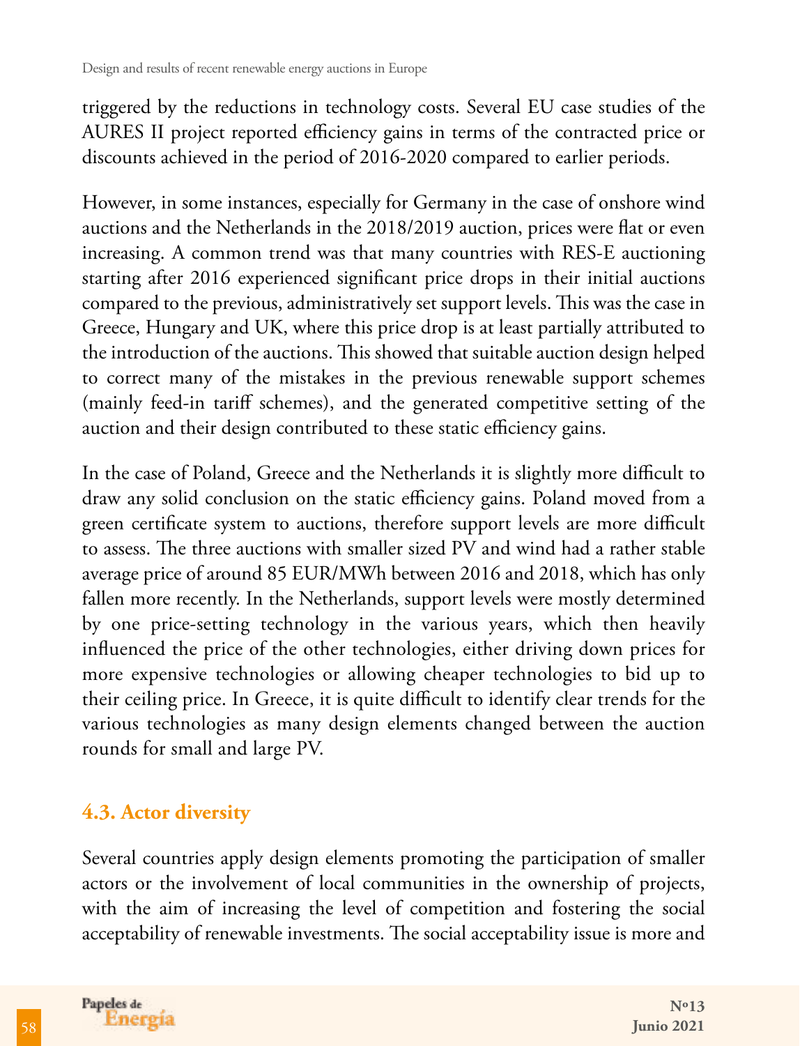triggered by the reductions in technology costs. Several EU case studies of the AURES II project reported efficiency gains in terms of the contracted price or discounts achieved in the period of 2016-2020 compared to earlier periods.

However, in some instances, especially for Germany in the case of onshore wind auctions and the Netherlands in the 2018/2019 auction, prices were flat or even increasing. A common trend was that many countries with RES-E auctioning starting after 2016 experienced significant price drops in their initial auctions compared to the previous, administratively set support levels. This was the case in Greece, Hungary and UK, where this price drop is at least partially attributed to the introduction of the auctions. This showed that suitable auction design helped to correct many of the mistakes in the previous renewable support schemes (mainly feed-in tariff schemes), and the generated competitive setting of the auction and their design contributed to these static efficiency gains.

In the case of Poland, Greece and the Netherlands it is slightly more difficult to draw any solid conclusion on the static efficiency gains. Poland moved from a green certificate system to auctions, therefore support levels are more difficult to assess. The three auctions with smaller sized PV and wind had a rather stable average price of around 85 EUR/MWh between 2016 and 2018, which has only fallen more recently. In the Netherlands, support levels were mostly determined by one price-setting technology in the various years, which then heavily influenced the price of the other technologies, either driving down prices for more expensive technologies or allowing cheaper technologies to bid up to their ceiling price. In Greece, it is quite difficult to identify clear trends for the various technologies as many design elements changed between the auction rounds for small and large PV.

## 4.3. Actor diversity

Several countries apply design elements promoting the participation of smaller actors or the involvement of local communities in the ownership of projects, with the aim of increasing the level of competition and fostering the social acceptability of renewable investments. The social acceptability issue is more and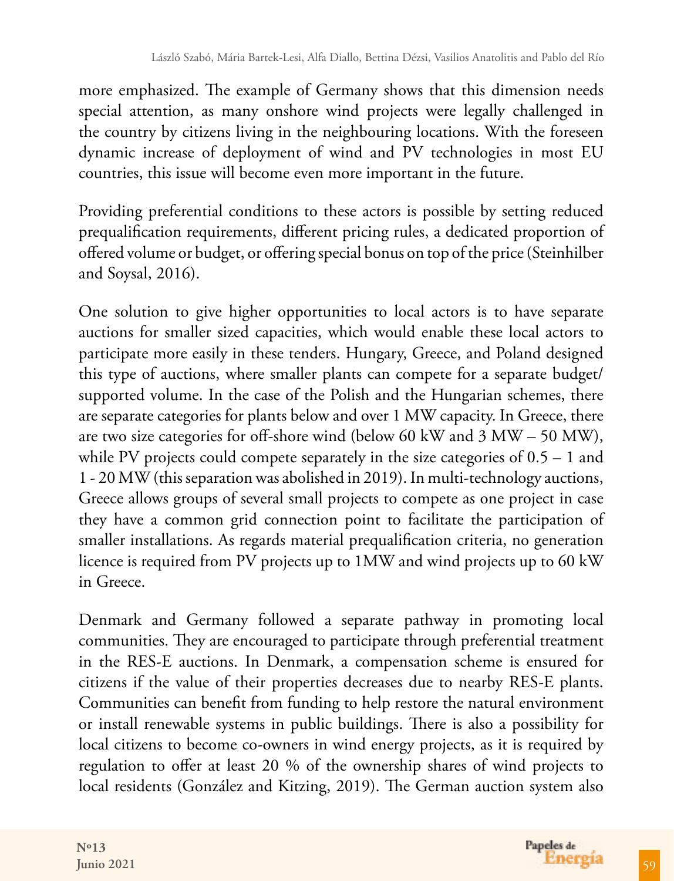more emphasized. The example of Germany shows that this dimension needs special attention, as many onshore wind projects were legally challenged in the country by citizens living in the neighbouring locations. With the foreseen dynamic increase of deployment of wind and PV technologies in most EU countries, this issue will become even more important in the future.

Providing preferential conditions to these actors is possible by setting reduced prequalification requirements, different pricing rules, a dedicated proportion of offered volume or budget, or offering special bonus on top of the price (Steinhilber and Soysal, 2016).

One solution to give higher opportunities to local actors is to have separate auctions for smaller sized capacities, which would enable these local actors to participate more easily in these tenders. Hungary, Greece, and Poland designed this type of auctions, where smaller plants can compete for a separate budget/ supported volume. In the case of the Polish and the Hungarian schemes, there are separate categories for plants below and over 1 MW capacity. In Greece, there are two size categories for off-shore wind (below 60 kW and 3 MW – 50 MW), while PV projects could compete separately in the size categories of 0.5 – 1 and 1 - 20 MW (this separation was abolished in 2019). In multi-technology auctions, Greece allows groups of several small projects to compete as one project in case they have a common grid connection point to facilitate the participation of smaller installations. As regards material prequalification criteria, no generation licence is required from PV projects up to 1MW and wind projects up to 60 kW in Greece.

Denmark and Germany followed a separate pathway in promoting local communities. They are encouraged to participate through preferential treatment in the RES-E auctions. In Denmark, a compensation scheme is ensured for citizens if the value of their properties decreases due to nearby RES-E plants. Communities can benefit from funding to help restore the natural environment or install renewable systems in public buildings. There is also a possibility for local citizens to become co-owners in wind energy projects, as it is required by regulation to offer at least 20 % of the ownership shares of wind projects to local residents (González and Kitzing, 2019). The German auction system also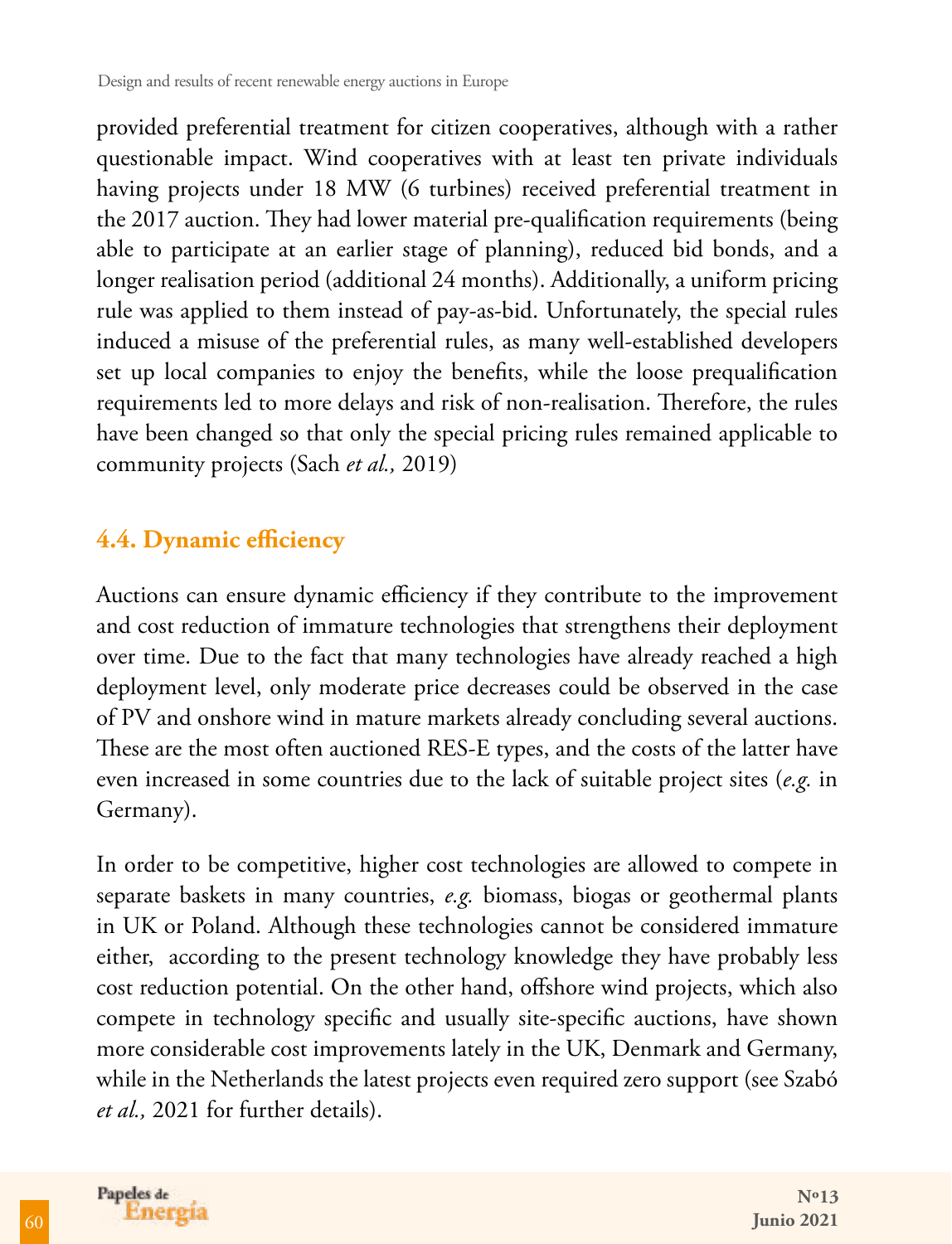provided preferential treatment for citizen cooperatives, although with a rather questionable impact. Wind cooperatives with at least ten private individuals having projects under 18 MW (6 turbines) received preferential treatment in the 2017 auction. They had lower material pre-qualification requirements (being able to participate at an earlier stage of planning), reduced bid bonds, and a longer realisation period (additional 24 months). Additionally, a uniform pricing rule was applied to them instead of pay-as-bid. Unfortunately, the special rules induced a misuse of the preferential rules, as many well-established developers set up local companies to enjoy the benefits, while the loose prequalification requirements led to more delays and risk of non-realisation. Therefore, the rules have been changed so that only the special pricing rules remained applicable to community projects (Sach *et al.,* 2019)

### 4.4. Dynamic efficiency

Auctions can ensure dynamic efficiency if they contribute to the improvement and cost reduction of immature technologies that strengthens their deployment over time. Due to the fact that many technologies have already reached a high deployment level, only moderate price decreases could be observed in the case of PV and onshore wind in mature markets already concluding several auctions. These are the most often auctioned RES-E types, and the costs of the latter have even increased in some countries due to the lack of suitable project sites (*e.g.* in Germany).

In order to be competitive, higher cost technologies are allowed to compete in separate baskets in many countries, *e.g.* biomass, biogas or geothermal plants in UK or Poland. Although these technologies cannot be considered immature either, according to the present technology knowledge they have probably less cost reduction potential. On the other hand, offshore wind projects, which also compete in technology specific and usually site-specific auctions, have shown more considerable cost improvements lately in the UK, Denmark and Germany, while in the Netherlands the latest projects even required zero support (see Szabó *et al.,* 2021 for further details).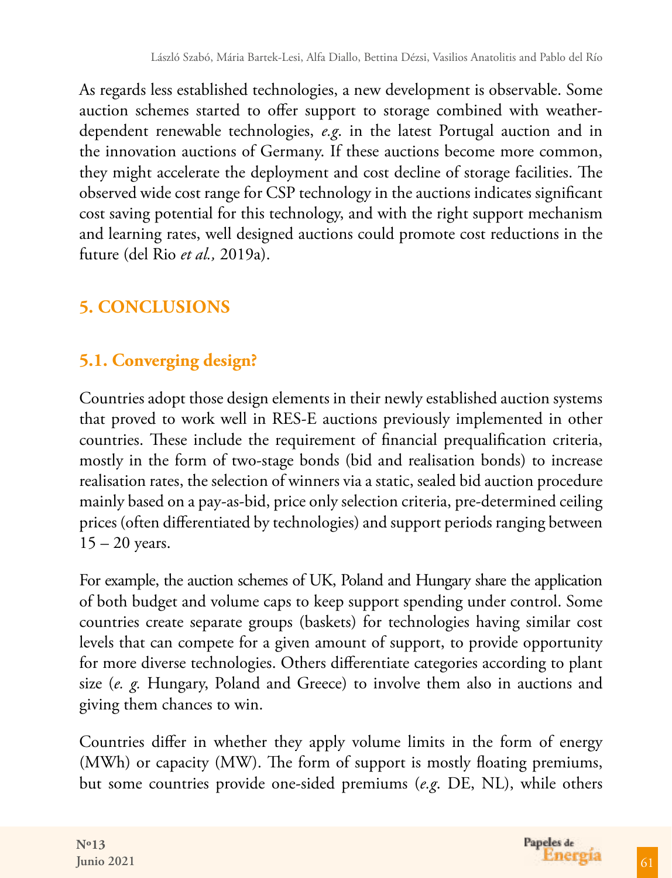As regards less established technologies, a new development is observable. Some auction schemes started to offer support to storage combined with weather-dependent renewable technologies, *e.g.* in the latest Portugal auction and in the innovation auctions of Germany. If these auctions become more common, they might accelerate the deployment and cost decline of storage facilities. The observed wide cost range for CSP technology in the auctions indicates significant cost saving potential for this technology, and with the right support mechanism and learning rates, well designed auctions could promote cost reductions in the future (del Rio *et al.,* 2019a).

## 5. CONCLUSIONS

### 5.1. Converging design?

Countries adopt those design elements in their newly established auction systems that proved to work well in RES-E auctions previously implemented in other countries. These include the requirement of financial prequalification criteria, mostly in the form of two-stage bonds (bid and realisation bonds) to increase realisation rates, the selection of winners via a static, sealed bid auction procedure mainly based on a pay-as-bid, price only selection criteria, pre-determined ceiling prices (often differentiated by technologies) and support periods ranging between 15 – 20 years.

For example, the auction schemes of UK, Poland and Hungary share the application of both budget and volume caps to keep support spending under control. Some countries create separate groups (baskets) for technologies having similar cost levels that can compete for a given amount of support, to provide opportunity for more diverse technologies. Others differentiate categories according to plant size (*e. g.* Hungary, Poland and Greece) to involve them also in auctions and giving them chances to win.

Countries differ in whether they apply volume limits in the form of energy (MWh) or capacity (MW). The form of support is mostly floating premiums, but some countries provide one-sided premiums (*e.g.* DE, NL), while others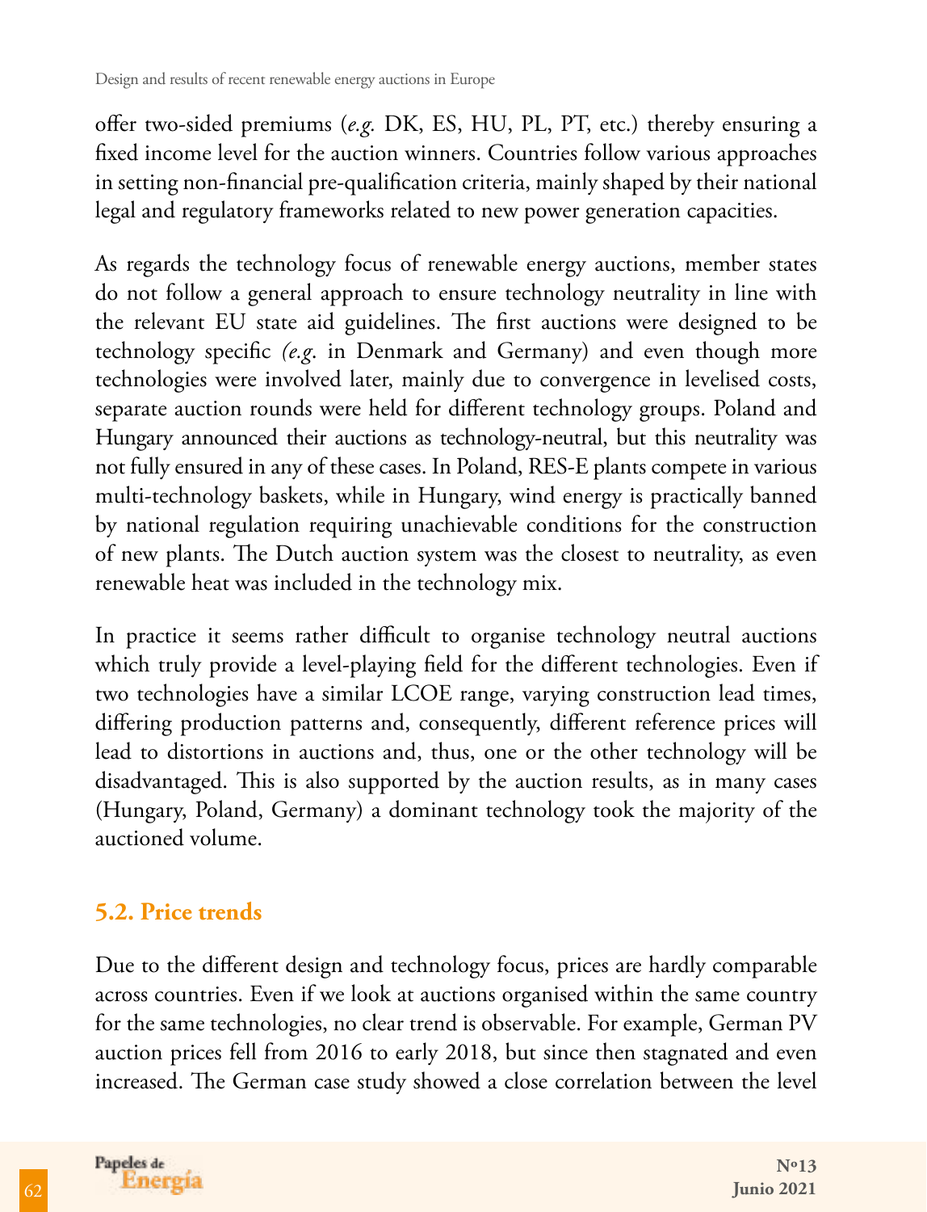offer two-sided premiums (*e.g.* DK, ES, HU, PL, PT, etc.) thereby ensuring a fixed income level for the auction winners. Countries follow various approaches in setting non-financial pre-qualification criteria, mainly shaped by their national legal and regulatory frameworks related to new power generation capacities.

As regards the technology focus of renewable energy auctions, member states do not follow a general approach to ensure technology neutrality in line with the relevant EU state aid guidelines. The first auctions were designed to be technology specific *(e.g.* in Denmark and Germany) and even though more technologies were involved later, mainly due to convergence in levelised costs, separate auction rounds were held for different technology groups. Poland and Hungary announced their auctions as technology-neutral, but this neutrality was not fully ensured in any of these cases. In Poland, RES-E plants compete in various multi-technology baskets, while in Hungary, wind energy is practically banned by national regulation requiring unachievable conditions for the construction of new plants. The Dutch auction system was the closest to neutrality, as even renewable heat was included in the technology mix.

In practice it seems rather difficult to organise technology neutral auctions which truly provide a level-playing field for the different technologies. Even if two technologies have a similar LCOE range, varying construction lead times, differing production patterns and, consequently, different reference prices will lead to distortions in auctions and, thus, one or the other technology will be disadvantaged. This is also supported by the auction results, as in many cases (Hungary, Poland, Germany) a dominant technology took the majority of the auctioned volume.

## 5.2. Price trends

Due to the different design and technology focus, prices are hardly comparable across countries. Even if we look at auctions organised within the same country for the same technologies, no clear trend is observable. For example, German PV auction prices fell from 2016 to early 2018, but since then stagnated and even increased. The German case study showed a close correlation between the level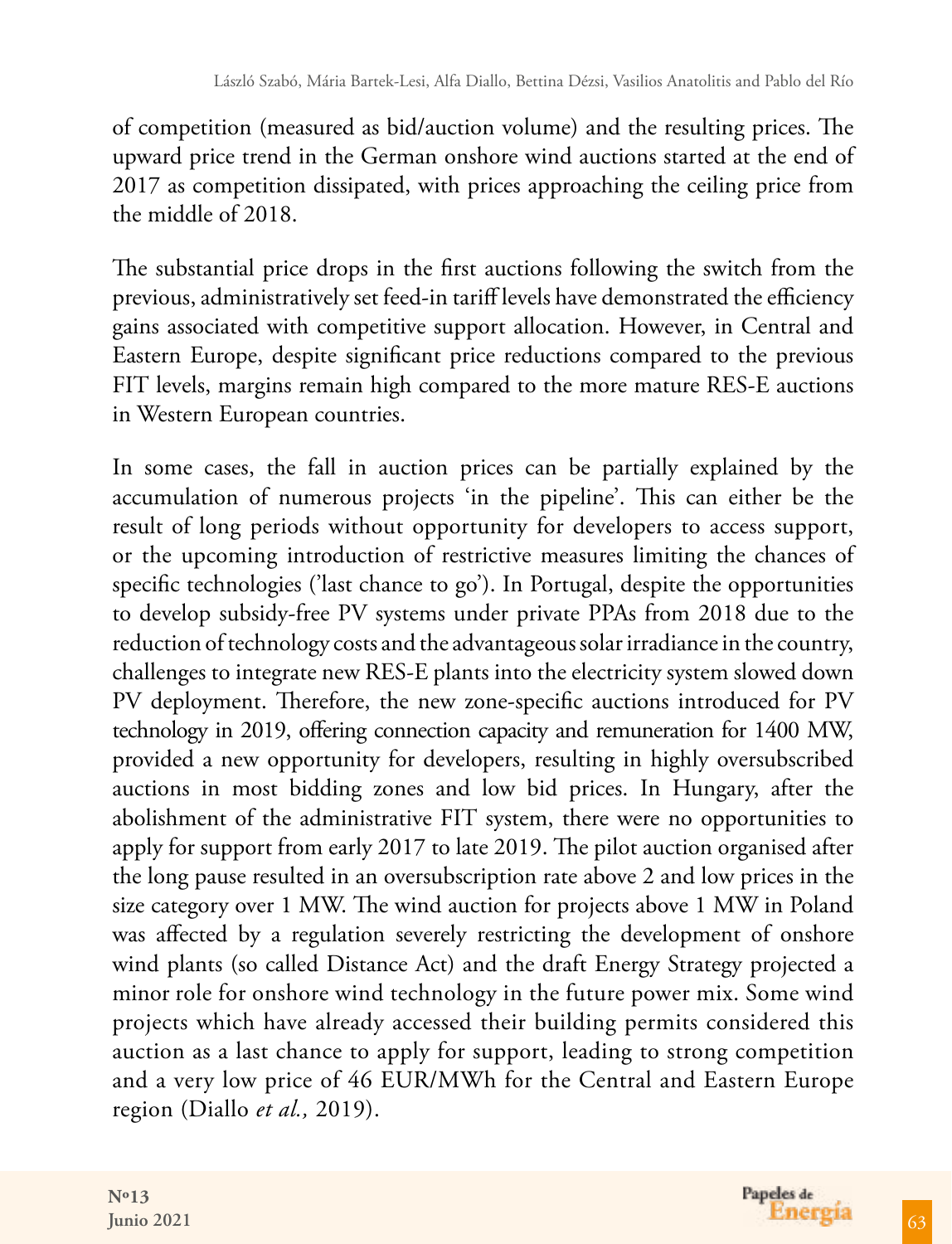of competition (measured as bid/auction volume) and the resulting prices. The upward price trend in the German onshore wind auctions started at the end of 2017 as competition dissipated, with prices approaching the ceiling price from the middle of 2018.

The substantial price drops in the first auctions following the switch from the previous, administratively set feed-in tariff levels have demonstrated the efficiency gains associated with competitive support allocation. However, in Central and Eastern Europe, despite significant price reductions compared to the previous FIT levels, margins remain high compared to the more mature RES-E auctions in Western European countries.

In some cases, the fall in auction prices can be partially explained by the accumulation of numerous projects 'in the pipeline'. This can either be the result of long periods without opportunity for developers to access support, or the upcoming introduction of restrictive measures limiting the chances of specific technologies ('last chance to go'). In Portugal, despite the opportunities to develop subsidy-free PV systems under private PPAs from 2018 due to the reduction of technology costs and the advantageous solar irradiance in the country, challenges to integrate new RES-E plants into the electricity system slowed down PV deployment. Therefore, the new zone-specific auctions introduced for PV technology in 2019, offering connection capacity and remuneration for 1400 MW, provided a new opportunity for developers, resulting in highly oversubscribed auctions in most bidding zones and low bid prices. In Hungary, after the abolishment of the administrative FIT system, there were no opportunities to apply for support from early 2017 to late 2019. The pilot auction organised after the long pause resulted in an oversubscription rate above 2 and low prices in the size category over 1 MW. The wind auction for projects above 1 MW in Poland was affected by a regulation severely restricting the development of onshore wind plants (so called Distance Act) and the draft Energy Strategy projected a minor role for onshore wind technology in the future power mix. Some wind projects which have already accessed their building permits considered this auction as a last chance to apply for support, leading to strong competition and a very low price of 46 EUR/MWh for the Central and Eastern Europe region (Diallo *et al.,* 2019).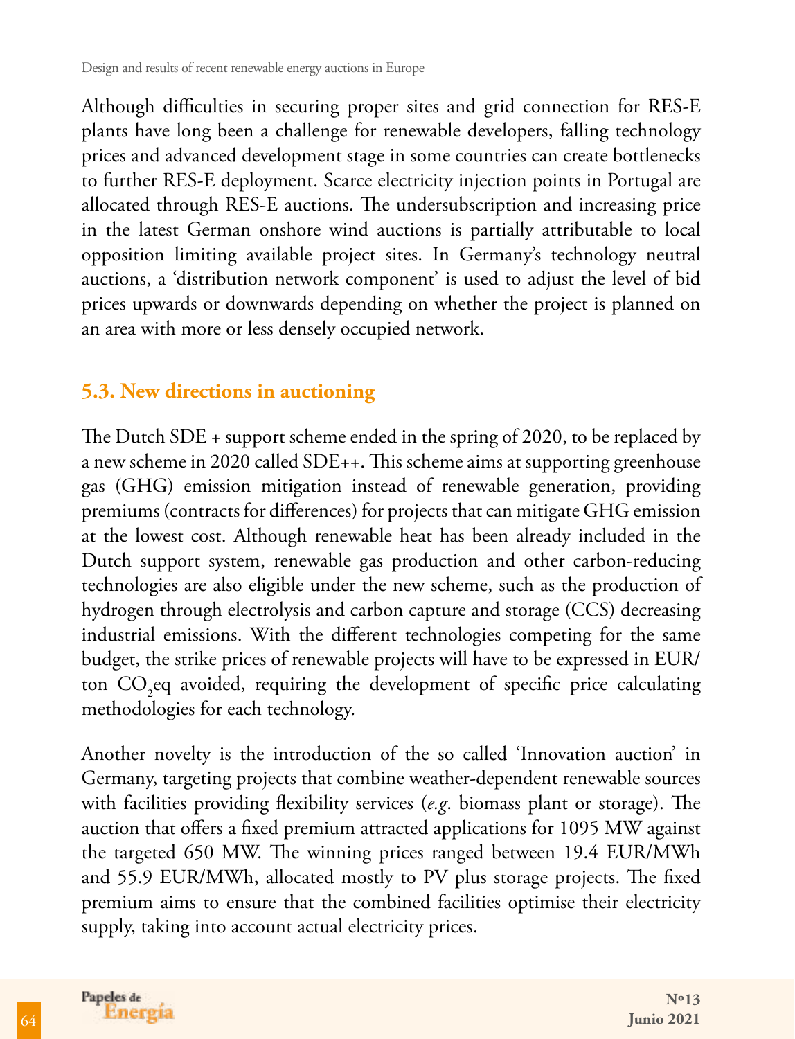Although difficulties in securing proper sites and grid connection for RES-E plants have long been a challenge for renewable developers, falling technology prices and advanced development stage in some countries can create bottlenecks to further RES-E deployment. Scarce electricity injection points in Portugal are allocated through RES-E auctions. The undersubscription and increasing price in the latest German onshore wind auctions is partially attributable to local opposition limiting available project sites. In Germany's technology neutral auctions, a 'distribution network component' is used to adjust the level of bid prices upwards or downwards depending on whether the project is planned on an area with more or less densely occupied network.

### 5.3. New directions in auctioning

The Dutch SDE + support scheme ended in the spring of 2020, to be replaced by a new scheme in 2020 called SDE++. This scheme aims at supporting greenhouse gas (GHG) emission mitigation instead of renewable generation, providing premiums (contracts for differences) for projects that can mitigate GHG emission at the lowest cost. Although renewable heat has been already included in the Dutch support system, renewable gas production and other carbon-reducing technologies are also eligible under the new scheme, such as the production of hydrogen through electrolysis and carbon capture and storage (CCS) decreasing industrial emissions. With the different technologies competing for the same budget, the strike prices of renewable projects will have to be expressed in EUR/ton $CO_2$eq avoided, requiring the development of specific price calculating methodologies for each technology.

Another novelty is the introduction of the so called 'Innovation auction' in Germany, targeting projects that combine weather-dependent renewable sources with facilities providing flexibility services (*e.g.* biomass plant or storage). The auction that offers a fixed premium attracted applications for 1095 MW against the targeted 650 MW. The winning prices ranged between 19.4 EUR/MWh and 55.9 EUR/MWh, allocated mostly to PV plus storage projects. The fixed premium aims to ensure that the combined facilities optimise their electricity supply, taking into account actual electricity prices.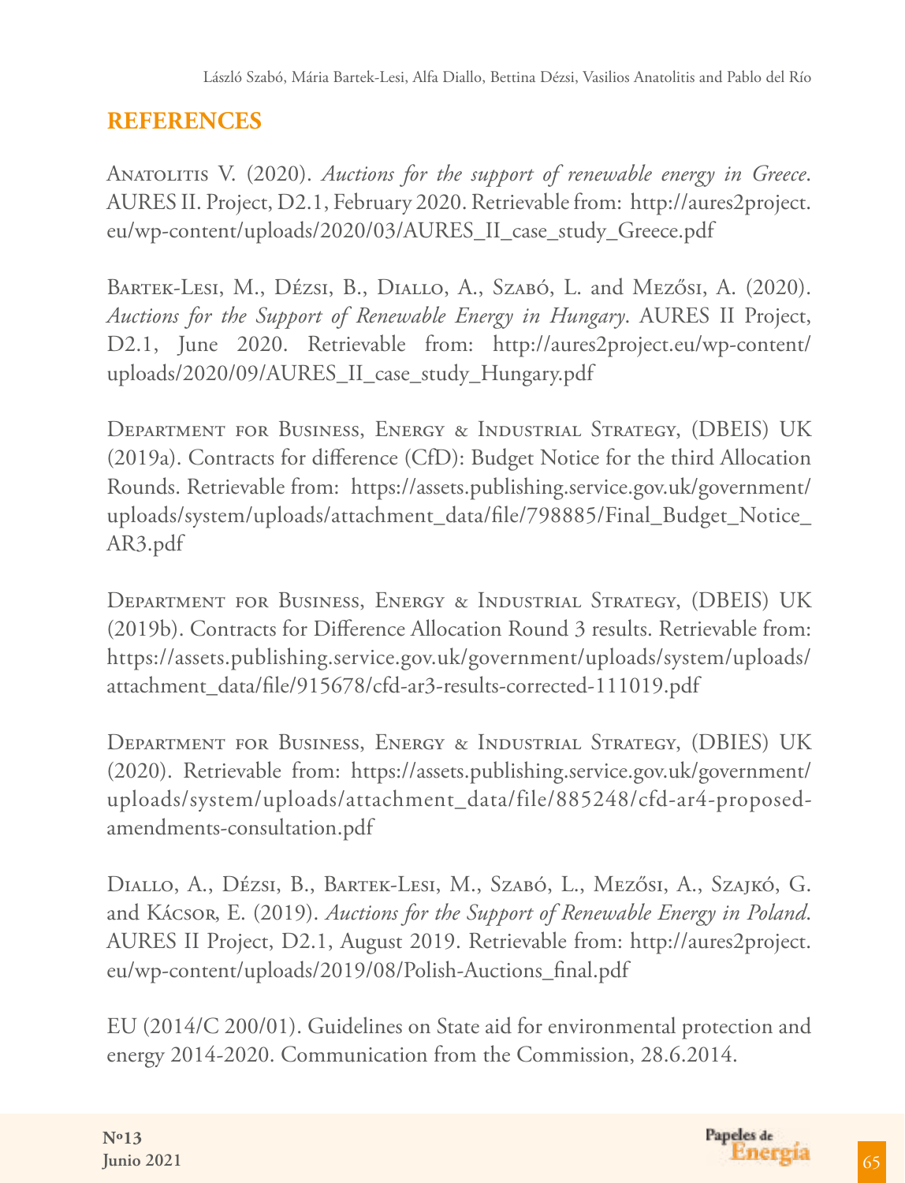## REFERENCES

Anatolitis V. (2020). *Auctions for the support of renewable energy in Greece*. AURES II. Project, D2.1, February 2020. Retrievable from: http://aures2project.eu/wp-content/uploads/2020/03/AURES_II_case_study_Greece.pdf

Bartek-Lesi, M., Dézsi, B., Diallo, A., Szabó, L. and Mezősi, A. (2020). *Auctions for the Support of Renewable Energy in Hungary*. AURES II Project, D2.1, June 2020. Retrievable from: http://aures2project.eu/wp-content/uploads/2020/09/AURES_II_case_study_Hungary.pdf

Department for Business, Energy & Industrial Strategy, (DBEIS) UK (2019a). Contracts for difference (CfD): Budget Notice for the third Allocation Rounds. Retrievable from: https://assets.publishing.service.gov.uk/government/uploads/system/uploads/attachment_data/file/798885/Final_Budget_Notice_AR3.pdf

Department for Business, Energy & Industrial Strategy, (DBEIS) UK (2019b). Contracts for Difference Allocation Round 3 results. Retrievable from: https://assets.publishing.service.gov.uk/government/uploads/system/uploads/attachment_data/file/915678/cfd-ar3-results-corrected-111019.pdf

Department for Business, Energy & Industrial Strategy, (DBIES) UK (2020). Retrievable from: https://assets.publishing.service.gov.uk/government/uploads/system/uploads/attachment_data/file/885248/cfd-ar4-proposed-amendments-consultation.pdf

Diallo, A., Dézsi, B., Bartek-Lesi, M., Szabó, L., Mezősi, A., Szajkó, G. and Kácsor, E. (2019). *Auctions for the Support of Renewable Energy in Poland*. AURES II Project, D2.1, August 2019. Retrievable from: http://aures2project.eu/wp-content/uploads/2019/08/Polish-Auctions_final.pdf

EU (2014/C 200/01). Guidelines on State aid for environmental protection and energy 2014-2020. Communication from the Commission, 28.6.2014.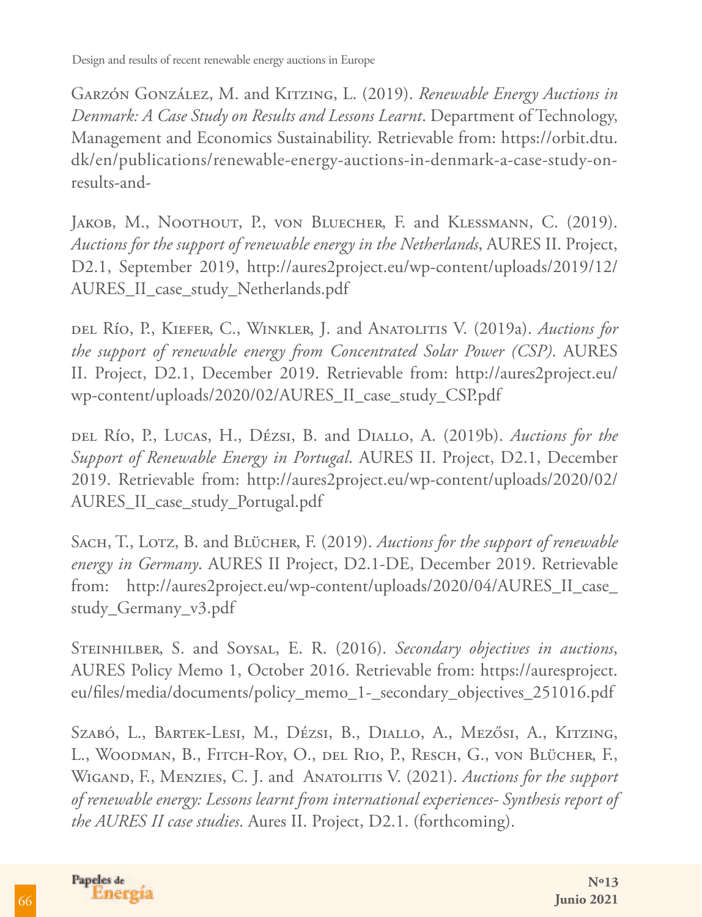Garzón González, M. and Kitzing, L. (2019). *Renewable Energy Auctions in Denmark: A Case Study on Results and Lessons Learnt*. Department of Technology, Management and Economics Sustainability. Retrievable from: https://orbit.dtu.dk/en/publications/renewable-energy-auctions-in-denmark-a-case-study-on-results-and-

Jakob, M., Noothout, P., von Bluecher, F. and Klessmann, C. (2019). *Auctions for the support of renewable energy in the Netherlands*, AURES II. Project, D2.1, September 2019, http://aures2project.eu/wp-content/uploads/2019/12/AURES_II_case_study_Netherlands.pdf

del Río, P., Kiefer, C., Winkler, J. and Anatolitis V. (2019a). *Auctions for the support of renewable energy from Concentrated Solar Power (CSP)*. AURES II. Project, D2.1, December 2019. Retrievable from: http://aures2project.eu/wp-content/uploads/2020/02/AURES_II_case_study_CSP.pdf

del Río, P., Lucas, H., Dézsi, B. and Diallo, A. (2019b). *Auctions for the Support of Renewable Energy in Portugal*. AURES II. Project, D2.1, December 2019. Retrievable from: http://aures2project.eu/wp-content/uploads/2020/02/AURES_II_case_study_Portugal.pdf

Sach, T., Lotz, B. and Blücher, F. (2019). *Auctions for the support of renewable energy in Germany*. AURES II Project, D2.1-DE, December 2019. Retrievable from: http://aures2project.eu/wp-content/uploads/2020/04/AURES_II_case_study_Germany_v3.pdf

Steinhilber, S. and Soysal, E. R. (2016). *Secondary objectives in auctions*, AURES Policy Memo 1, October 2016. Retrievable from: https://auresproject.eu/files/media/documents/policy_memo_1-_secondary_objectives_251016.pdf

Szabó, L., Bartek-Lesi, M., Dézsi, B., Diallo, A., Mezősi, A., Kitzing, L., Woodman, B., Fitch-Roy, O., del Rio, P., Resch, G., von Blücher, F., Wigand, F., Menzies, C. J. and Anatolitis V. (2021). *Auctions for the support of renewable energy: Lessons learnt from international experiences- Synthesis report of the AURES II case studies*. Aures II. Project, D2.1. (forthcoming).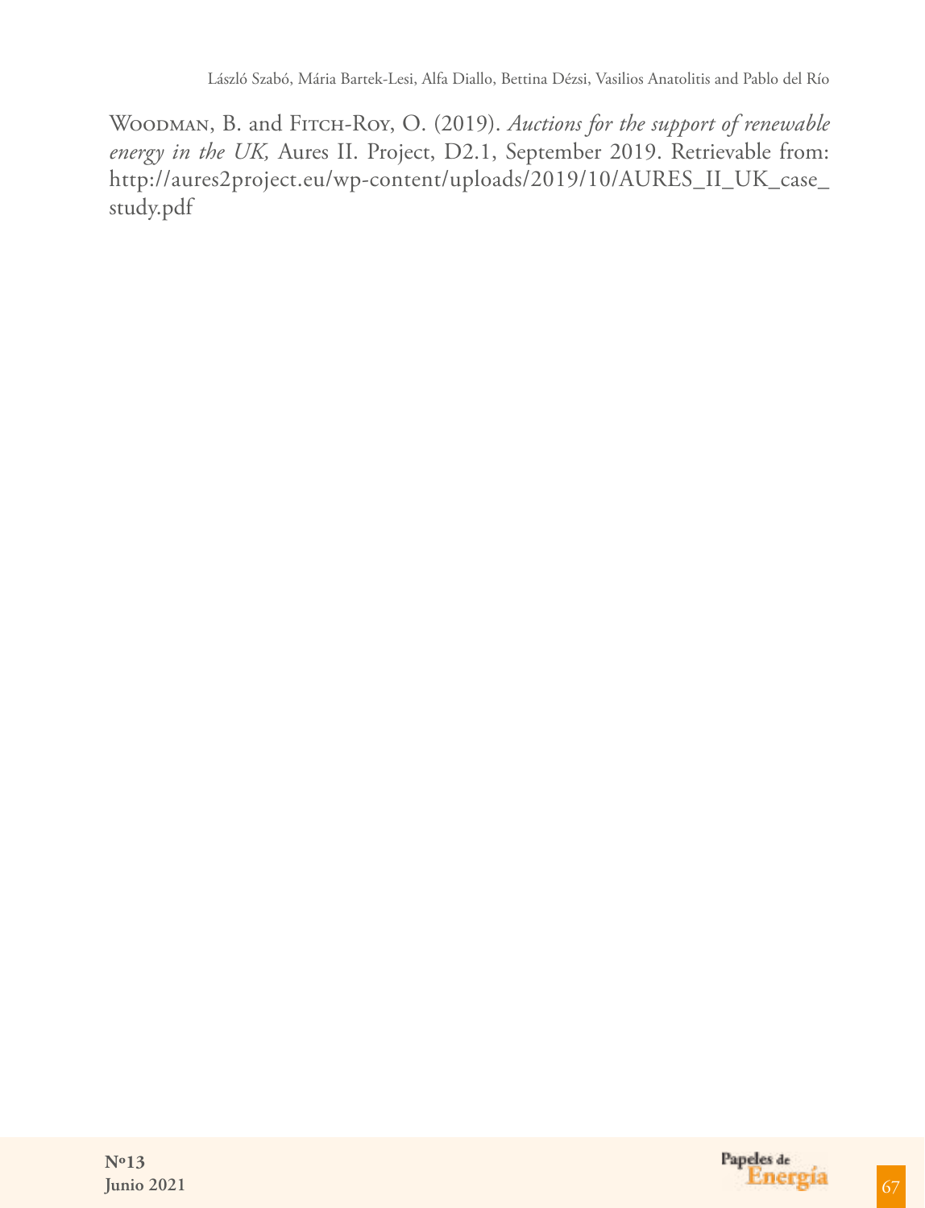Woodman, B. and Fitch-Roy, O. (2019). *Auctions for the support of renewable energy in the UK,* Aures II. Project, D2.1, September 2019. Retrievable from: http://aures2project.eu/wp-content/uploads/2019/10/AURES_II_UK_case_study.pdf